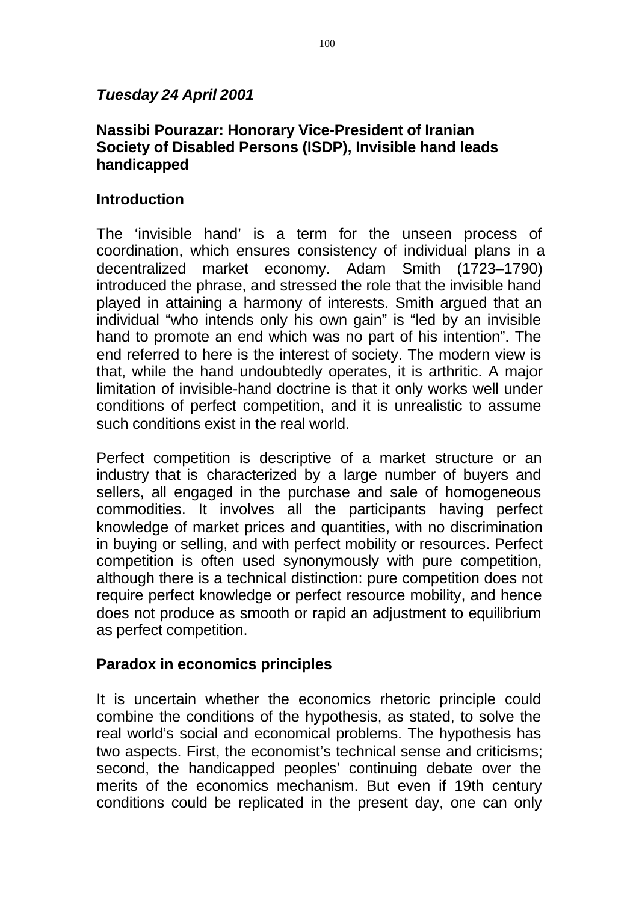*Tuesday 24 April 2001*

**Nassibi Pourazar: Honorary Vice-President of Iranian Society of Disabled Persons (ISDP), Invisible hand leads handicapped**

## Introduction

The ‘invisible hand’ is a term for the unseen process of coordination, which ensures consistency of individual plans in a decentralized market economy. Adam Smith (1723–1790) introduced the phrase, and stressed the role that the invisible hand played in attaining a harmony of interests. Smith argued that an individual “who intends only his own gain” is “led by an invisible hand to promote an end which was no part of his intention”. The end referred to here is the interest of society. The modern view is that, while the hand undoubtedly operates, it is arthritic. A major limitation of invisible-hand doctrine is that it only works well under conditions of perfect competition, and it is unrealistic to assume such conditions exist in the real world.

Perfect competition is descriptive of a market structure or an industry that is characterized by a large number of buyers and sellers, all engaged in the purchase and sale of homogeneous commodities. It involves all the participants having perfect knowledge of market prices and quantities, with no discrimination in buying or selling, and with perfect mobility or resources. Perfect competition is often used synonymously with pure competition, although there is a technical distinction: pure competition does not require perfect knowledge or perfect resource mobility, and hence does not produce as smooth or rapid an adjustment to equilibrium as perfect competition.

## Paradox in economics principles

It is uncertain whether the economics rhetoric principle could combine the conditions of the hypothesis, as stated, to solve the real world’s social and economical problems. The hypothesis has two aspects. First, the economist’s technical sense and criticisms; second, the handicapped peoples’ continuing debate over the merits of the economics mechanism. But even if 19th century conditions could be replicated in the present day, one can only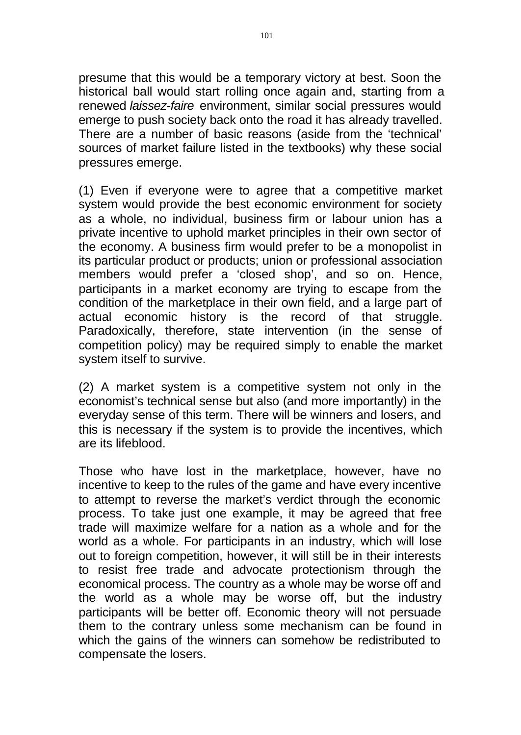presume that this would be a temporary victory at best. Soon the historical ball would start rolling once again and, starting from a renewed *laissez-faire* environment, similar social pressures would emerge to push society back onto the road it has already travelled. There are a number of basic reasons (aside from the 'technical' sources of market failure listed in the textbooks) why these social pressures emerge.

(1) Even if everyone were to agree that a competitive market system would provide the best economic environment for society as a whole, no individual, business firm or labour union has a private incentive to uphold market principles in their own sector of the economy. A business firm would prefer to be a monopolist in its particular product or products; union or professional association members would prefer a 'closed shop', and so on. Hence, participants in a market economy are trying to escape from the condition of the marketplace in their own field, and a large part of actual economic history is the record of that struggle. Paradoxically, therefore, state intervention (in the sense of competition policy) may be required simply to enable the market system itself to survive.

(2) A market system is a competitive system not only in the economist's technical sense but also (and more importantly) in the everyday sense of this term. There will be winners and losers, and this is necessary if the system is to provide the incentives, which are its lifeblood.

Those who have lost in the marketplace, however, have no incentive to keep to the rules of the game and have every incentive to attempt to reverse the market's verdict through the economic process. To take just one example, it may be agreed that free trade will maximize welfare for a nation as a whole and for the world as a whole. For participants in an industry, which will lose out to foreign competition, however, it will still be in their interests to resist free trade and advocate protectionism through the economical process. The country as a whole may be worse off and the world as a whole may be worse off, but the industry participants will be better off. Economic theory will not persuade them to the contrary unless some mechanism can be found in which the gains of the winners can somehow be redistributed to compensate the losers.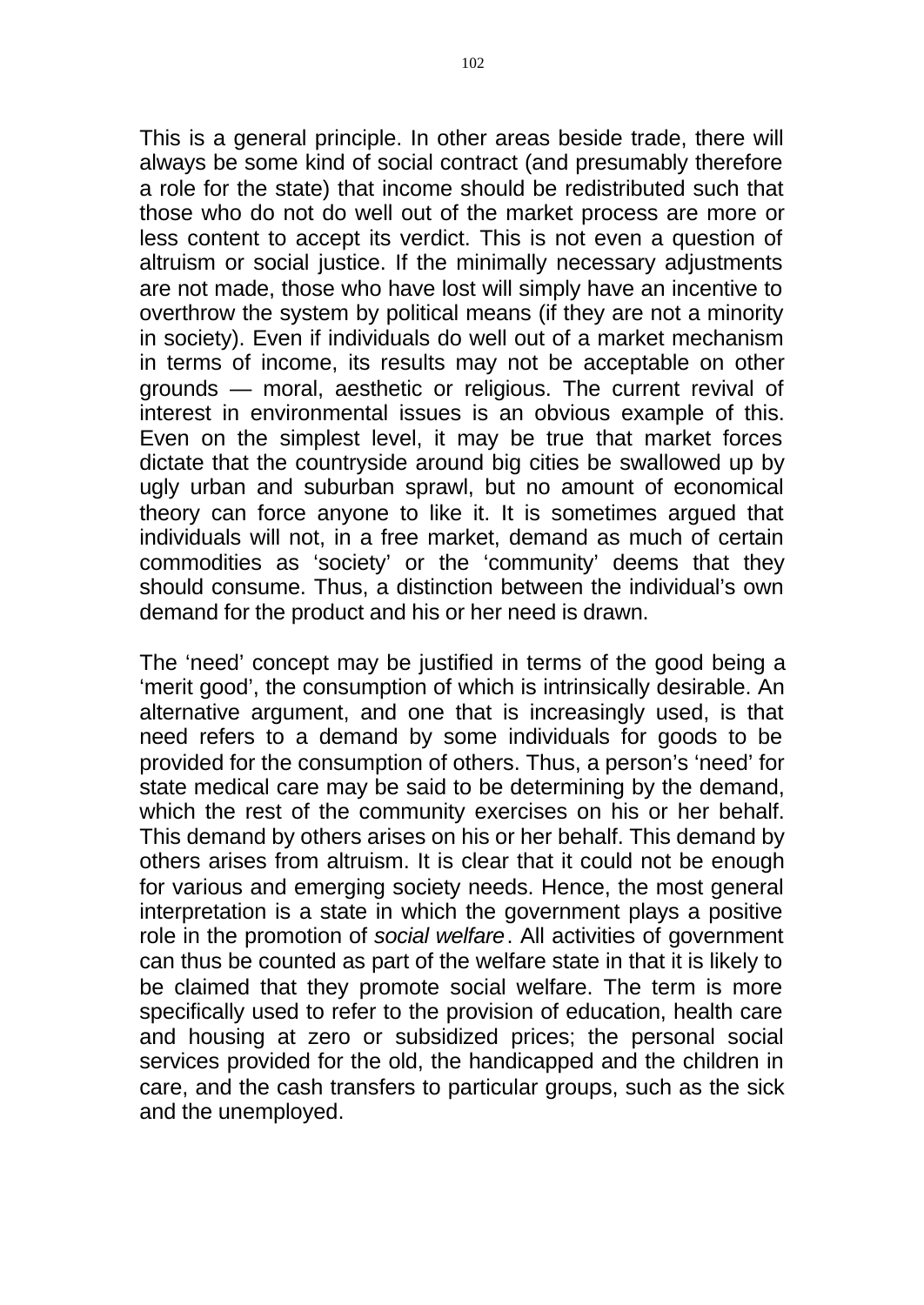This is a general principle. In other areas beside trade, there will always be some kind of social contract (and presumably therefore a role for the state) that income should be redistributed such that those who do not do well out of the market process are more or less content to accept its verdict. This is not even a question of altruism or social justice. If the minimally necessary adjustments are not made, those who have lost will simply have an incentive to overthrow the system by political means (if they are not a minority in society). Even if individuals do well out of a market mechanism in terms of income, its results may not be acceptable on other grounds — moral, aesthetic or religious. The current revival of interest in environmental issues is an obvious example of this. Even on the simplest level, it may be true that market forces dictate that the countryside around big cities be swallowed up by ugly urban and suburban sprawl, but no amount of economical theory can force anyone to like it. It is sometimes argued that individuals will not, in a free market, demand as much of certain commodities as 'society' or the 'community' deems that they should consume. Thus, a distinction between the individual's own demand for the product and his or her need is drawn.

The 'need' concept may be justified in terms of the good being a 'merit good', the consumption of which is intrinsically desirable. An alternative argument, and one that is increasingly used, is that need refers to a demand by some individuals for goods to be provided for the consumption of others. Thus, a person's 'need' for state medical care may be said to be determining by the demand, which the rest of the community exercises on his or her behalf. This demand by others arises on his or her behalf. This demand by others arises from altruism. It is clear that it could not be enough for various and emerging society needs. Hence, the most general interpretation is a state in which the government plays a positive role in the promotion of *social welfare*. All activities of government can thus be counted as part of the welfare state in that it is likely to be claimed that they promote social welfare. The term is more specifically used to refer to the provision of education, health care and housing at zero or subsidized prices; the personal social services provided for the old, the handicapped and the children in care, and the cash transfers to particular groups, such as the sick and the unemployed.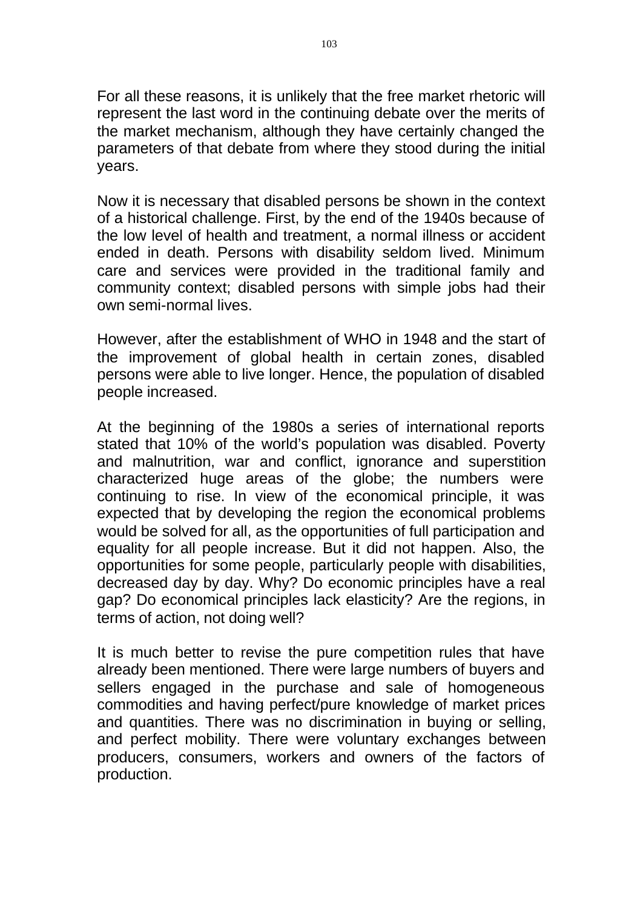For all these reasons, it is unlikely that the free market rhetoric will represent the last word in the continuing debate over the merits of the market mechanism, although they have certainly changed the parameters of that debate from where they stood during the initial years.

Now it is necessary that disabled persons be shown in the context of a historical challenge. First, by the end of the 1940s because of the low level of health and treatment, a normal illness or accident ended in death. Persons with disability seldom lived. Minimum care and services were provided in the traditional family and community context; disabled persons with simple jobs had their own semi-normal lives.

However, after the establishment of WHO in 1948 and the start of the improvement of global health in certain zones, disabled persons were able to live longer. Hence, the population of disabled people increased.

At the beginning of the 1980s a series of international reports stated that 10% of the world's population was disabled. Poverty and malnutrition, war and conflict, ignorance and superstition characterized huge areas of the globe; the numbers were continuing to rise. In view of the economical principle, it was expected that by developing the region the economical problems would be solved for all, as the opportunities of full participation and equality for all people increase. But it did not happen. Also, the opportunities for some people, particularly people with disabilities, decreased day by day. Why? Do economic principles have a real gap? Do economical principles lack elasticity? Are the regions, in terms of action, not doing well?

It is much better to revise the pure competition rules that have already been mentioned. There were large numbers of buyers and sellers engaged in the purchase and sale of homogeneous commodities and having perfect/pure knowledge of market prices and quantities. There was no discrimination in buying or selling, and perfect mobility. There were voluntary exchanges between producers, consumers, workers and owners of the factors of production.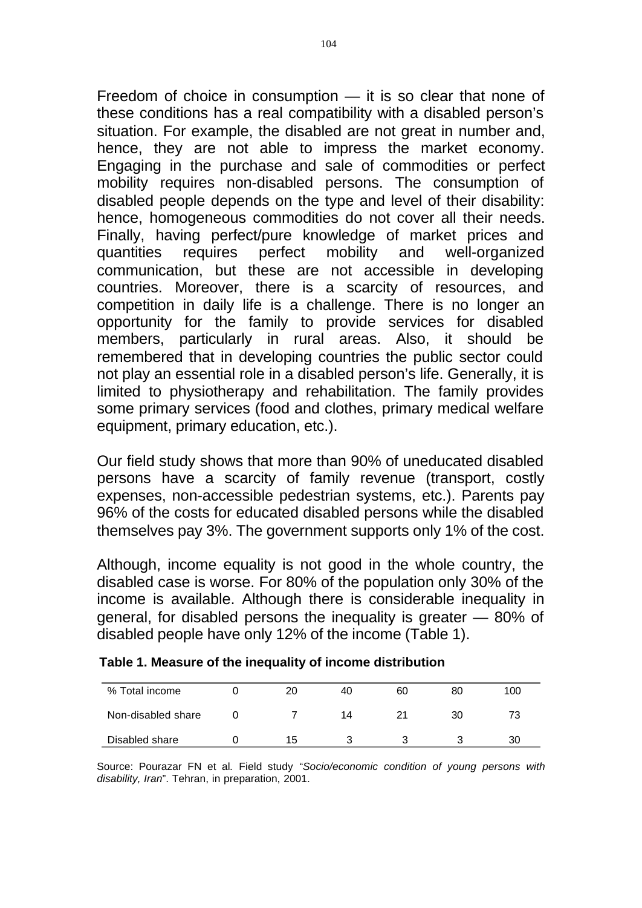Freedom of choice in consumption — it is so clear that none of these conditions has a real compatibility with a disabled person's situation. For example, the disabled are not great in number and, hence, they are not able to impress the market economy. Engaging in the purchase and sale of commodities or perfect mobility requires non-disabled persons. The consumption of disabled people depends on the type and level of their disability: hence, homogeneous commodities do not cover all their needs. Finally, having perfect/pure knowledge of market prices and quantities requires perfect mobility and well-organized communication, but these are not accessible in developing countries. Moreover, there is a scarcity of resources, and competition in daily life is a challenge. There is no longer an opportunity for the family to provide services for disabled members, particularly in rural areas. Also, it should be remembered that in developing countries the public sector could not play an essential role in a disabled person's life. Generally, it is limited to physiotherapy and rehabilitation. The family provides some primary services (food and clothes, primary medical welfare equipment, primary education, etc.).

Our field study shows that more than 90% of uneducated disabled persons have a scarcity of family revenue (transport, costly expenses, non-accessible pedestrian systems, etc.). Parents pay 96% of the costs for educated disabled persons while the disabled themselves pay 3%. The government supports only 1% of the cost.

Although, income equality is not good in the whole country, the disabled case is worse. For 80% of the population only 30% of the income is available. Although there is considerable inequality in general, for disabled persons the inequality is greater — 80% of disabled people have only 12% of the income (Table 1).

**Table 1. Measure of the inequality of income distribution**

| % Total income | 0 | 20 | 40 | 60 | 80 | 100 |
|---|---|---|---|---|---|---|
| Non-disabled share | 0 | 7 | 14 | 21 | 30 | 73 |
| Disabled share | 0 | 15 | 3 | 3 | 3 | 30 |

Source: Pourazar FN et al*.* Field study "*Socio/economic condition of young persons with disability, Iran*". Tehran, in preparation, 2001.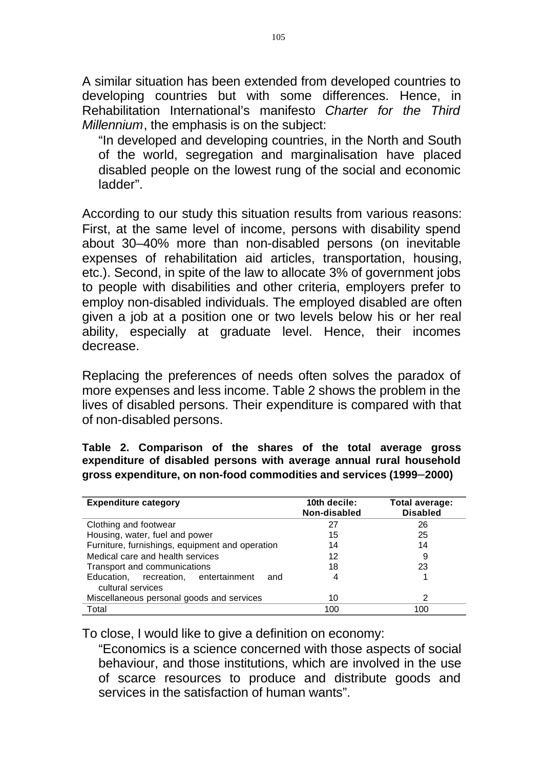A similar situation has been extended from developed countries to developing countries but with some differences. Hence, in Rehabilitation International's manifesto *Charter for the Third Millennium*, the emphasis is on the subject:

> "In developed and developing countries, in the North and South of the world, segregation and marginalisation have placed disabled people on the lowest rung of the social and economic ladder".

According to our study this situation results from various reasons: First, at the same level of income, persons with disability spend about 30–40% more than non-disabled persons (on inevitable expenses of rehabilitation aid articles, transportation, housing, etc.). Second, in spite of the law to allocate 3% of government jobs to people with disabilities and other criteria, employers prefer to employ non-disabled individuals. The employed disabled are often given a job at a position one or two levels below his or her real ability, especially at graduate level. Hence, their incomes decrease.

Replacing the preferences of needs often solves the paradox of more expenses and less income. Table 2 shows the problem in the lives of disabled persons. Their expenditure is compared with that of non-disabled persons.

**Table 2. Comparison of the shares of the total average gross expenditure of disabled persons with average annual rural household gross expenditure, on non-food commodities and services (1999–2000)**

| Expenditure category | 10th decile: Non-disabled | Total average: Disabled |
|---|---|---|
| Clothing and footwear | 27 | 26 |
| Housing, water, fuel and power | 15 | 25 |
| Furniture, furnishings, equipment and operation | 14 | 14 |
| Medical care and health services | 12 | 9 |
| Transport and communications | 18 | 23 |
| Education, recreation, entertainment and cultural services | 4 | 1 |
| Miscellaneous personal goods and services | 10 | 2 |
| Total | 100 | 100 |

To close, I would like to give a definition on economy:

> "Economics is a science concerned with those aspects of social behaviour, and those institutions, which are involved in the use of scarce resources to produce and distribute goods and services in the satisfaction of human wants".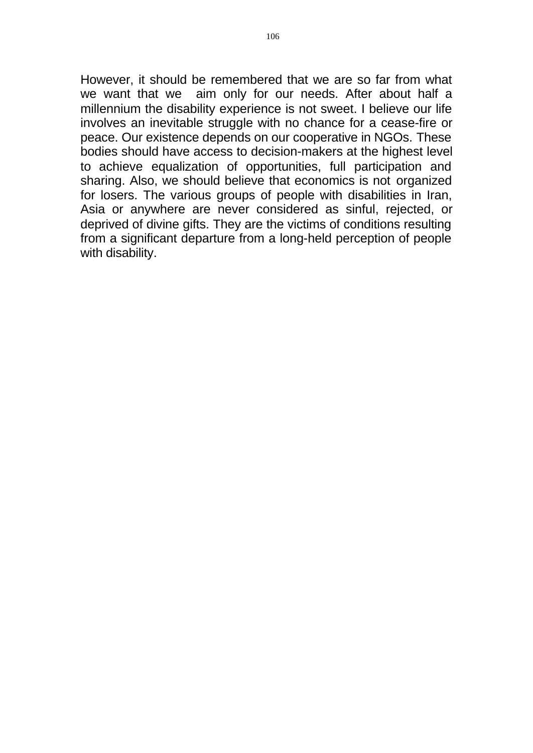However, it should be remembered that we are so far from what we want that we aim only for our needs. After about half a millennium the disability experience is not sweet. I believe our life involves an inevitable struggle with no chance for a cease-fire or peace. Our existence depends on our cooperative in NGOs. These bodies should have access to decision-makers at the highest level to achieve equalization of opportunities, full participation and sharing. Also, we should believe that economics is not organized for losers. The various groups of people with disabilities in Iran, Asia or anywhere are never considered as sinful, rejected, or deprived of divine gifts. They are the victims of conditions resulting from a significant departure from a long-held perception of people with disability.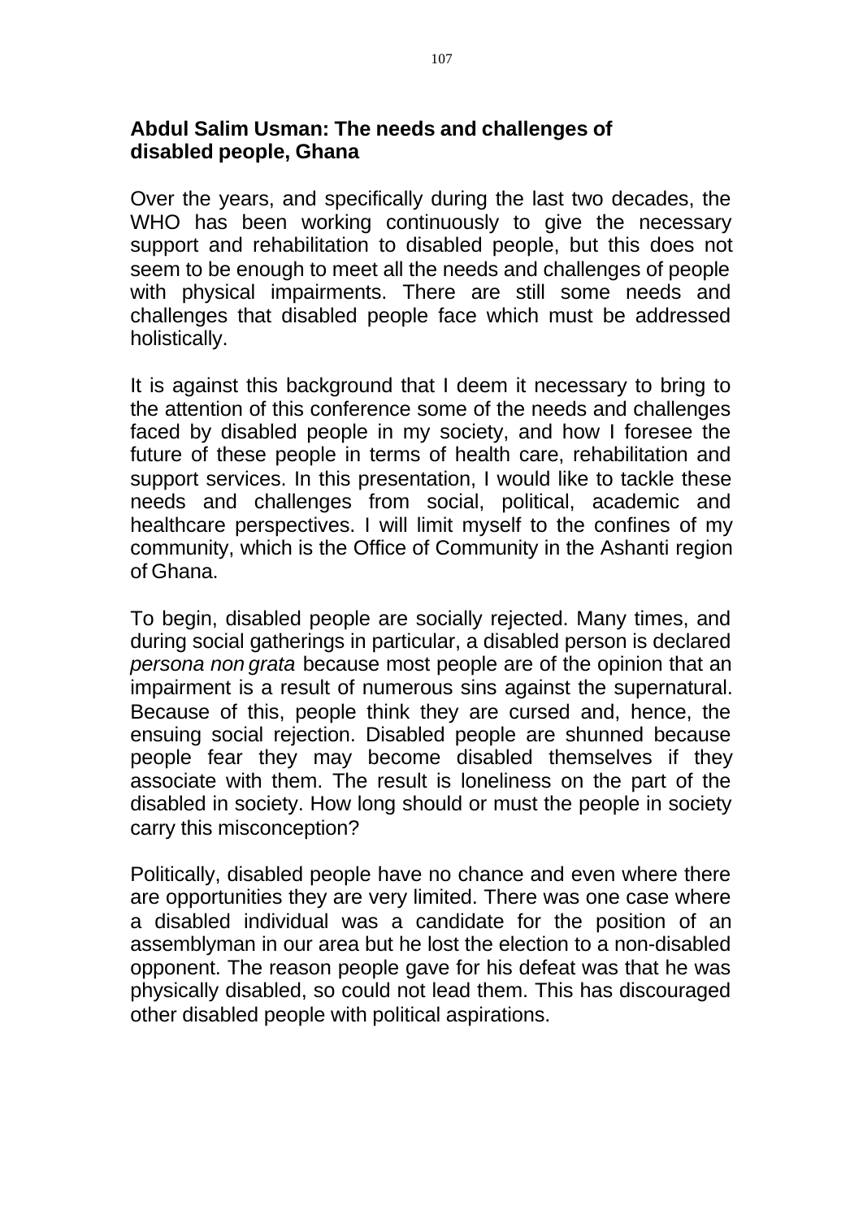## Abdul Salim Usman: The needs and challenges of disabled people, Ghana

Over the years, and specifically during the last two decades, the WHO has been working continuously to give the necessary support and rehabilitation to disabled people, but this does not seem to be enough to meet all the needs and challenges of people with physical impairments. There are still some needs and challenges that disabled people face which must be addressed holistically.

It is against this background that I deem it necessary to bring to the attention of this conference some of the needs and challenges faced by disabled people in my society, and how I foresee the future of these people in terms of health care, rehabilitation and support services. In this presentation, I would like to tackle these needs and challenges from social, political, academic and healthcare perspectives. I will limit myself to the confines of my community, which is the Office of Community in the Ashanti region of Ghana.

To begin, disabled people are socially rejected. Many times, and during social gatherings in particular, a disabled person is declared *persona non grata* because most people are of the opinion that an impairment is a result of numerous sins against the supernatural. Because of this, people think they are cursed and, hence, the ensuing social rejection. Disabled people are shunned because people fear they may become disabled themselves if they associate with them. The result is loneliness on the part of the disabled in society. How long should or must the people in society carry this misconception?

Politically, disabled people have no chance and even where there are opportunities they are very limited. There was one case where a disabled individual was a candidate for the position of an assemblyman in our area but he lost the election to a non-disabled opponent. The reason people gave for his defeat was that he was physically disabled, so could not lead them. This has discouraged other disabled people with political aspirations.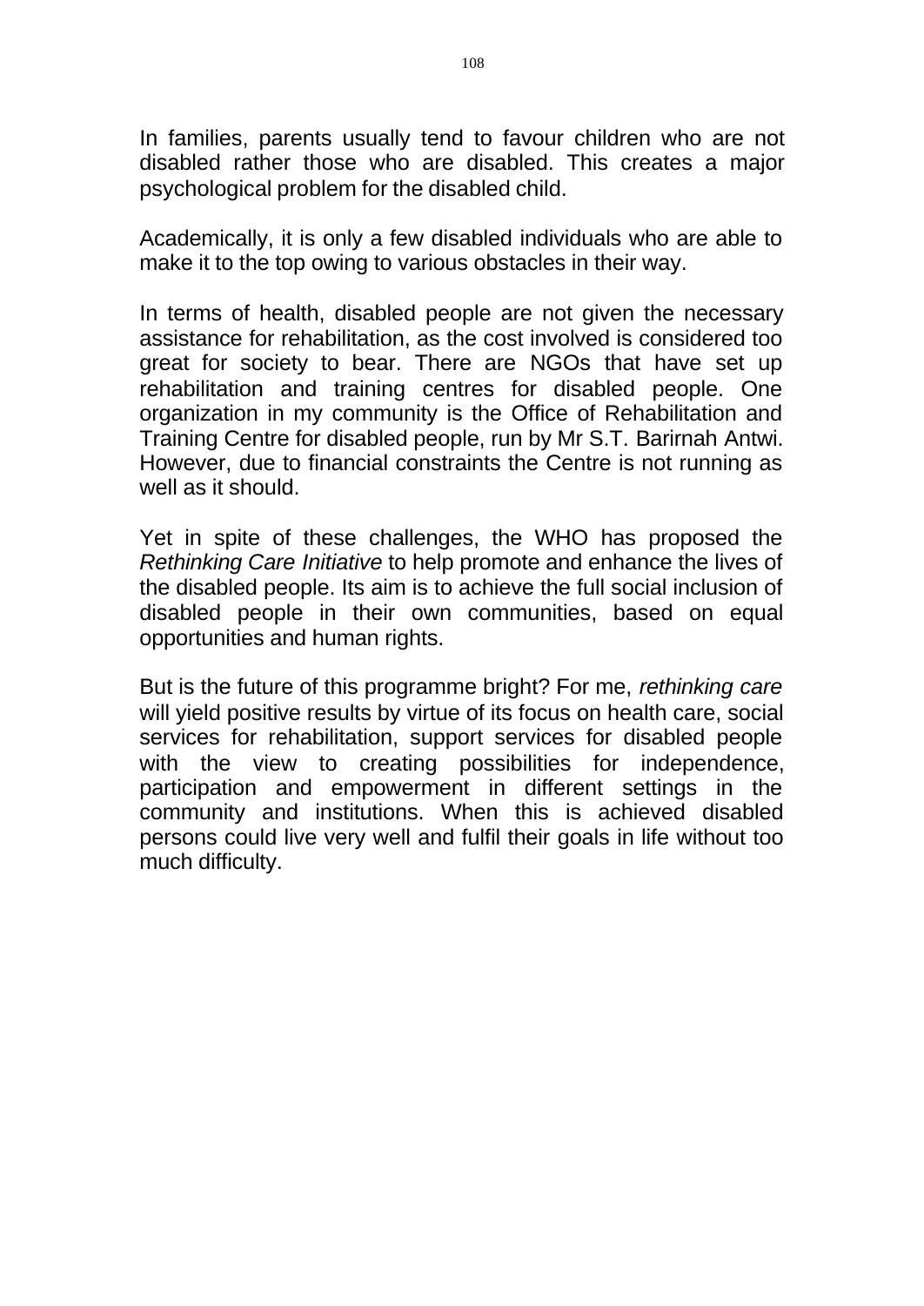In families, parents usually tend to favour children who are not disabled rather those who are disabled. This creates a major psychological problem for the disabled child.

Academically, it is only a few disabled individuals who are able to make it to the top owing to various obstacles in their way.

In terms of health, disabled people are not given the necessary assistance for rehabilitation, as the cost involved is considered too great for society to bear. There are NGOs that have set up rehabilitation and training centres for disabled people. One organization in my community is the Office of Rehabilitation and Training Centre for disabled people, run by Mr S.T. Barirnah Antwi. However, due to financial constraints the Centre is not running as well as it should.

Yet in spite of these challenges, the WHO has proposed the *Rethinking Care Initiative* to help promote and enhance the lives of the disabled people. Its aim is to achieve the full social inclusion of disabled people in their own communities, based on equal opportunities and human rights.

But is the future of this programme bright? For me, *rethinking care* will yield positive results by virtue of its focus on health care, social services for rehabilitation, support services for disabled people with the view to creating possibilities for independence, participation and empowerment in different settings in the community and institutions. When this is achieved disabled persons could live very well and fulfil their goals in life without too much difficulty.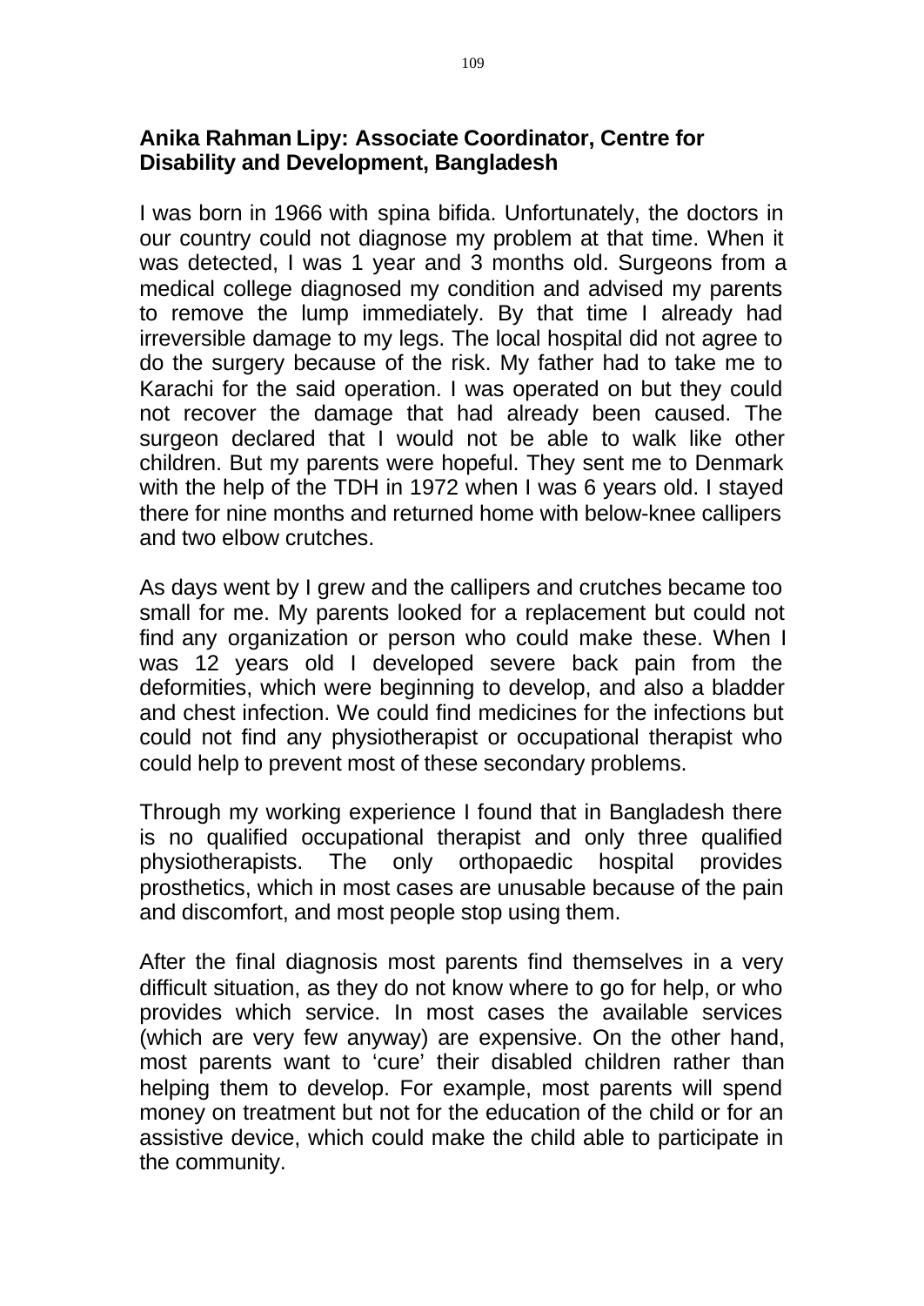**Anika Rahman Lipy: Associate Coordinator, Centre for Disability and Development, Bangladesh**

I was born in 1966 with spina bifida. Unfortunately, the doctors in our country could not diagnose my problem at that time. When it was detected, I was 1 year and 3 months old. Surgeons from a medical college diagnosed my condition and advised my parents to remove the lump immediately. By that time I already had irreversible damage to my legs. The local hospital did not agree to do the surgery because of the risk. My father had to take me to Karachi for the said operation. I was operated on but they could not recover the damage that had already been caused. The surgeon declared that I would not be able to walk like other children. But my parents were hopeful. They sent me to Denmark with the help of the TDH in 1972 when I was 6 years old. I stayed there for nine months and returned home with below-knee callipers and two elbow crutches.

As days went by I grew and the callipers and crutches became too small for me. My parents looked for a replacement but could not find any organization or person who could make these. When I was 12 years old I developed severe back pain from the deformities, which were beginning to develop, and also a bladder and chest infection. We could find medicines for the infections but could not find any physiotherapist or occupational therapist who could help to prevent most of these secondary problems.

Through my working experience I found that in Bangladesh there is no qualified occupational therapist and only three qualified physiotherapists. The only orthopaedic hospital provides prosthetics, which in most cases are unusable because of the pain and discomfort, and most people stop using them.

After the final diagnosis most parents find themselves in a very difficult situation, as they do not know where to go for help, or who provides which service. In most cases the available services (which are very few anyway) are expensive. On the other hand, most parents want to 'cure' their disabled children rather than helping them to develop. For example, most parents will spend money on treatment but not for the education of the child or for an assistive device, which could make the child able to participate in the community.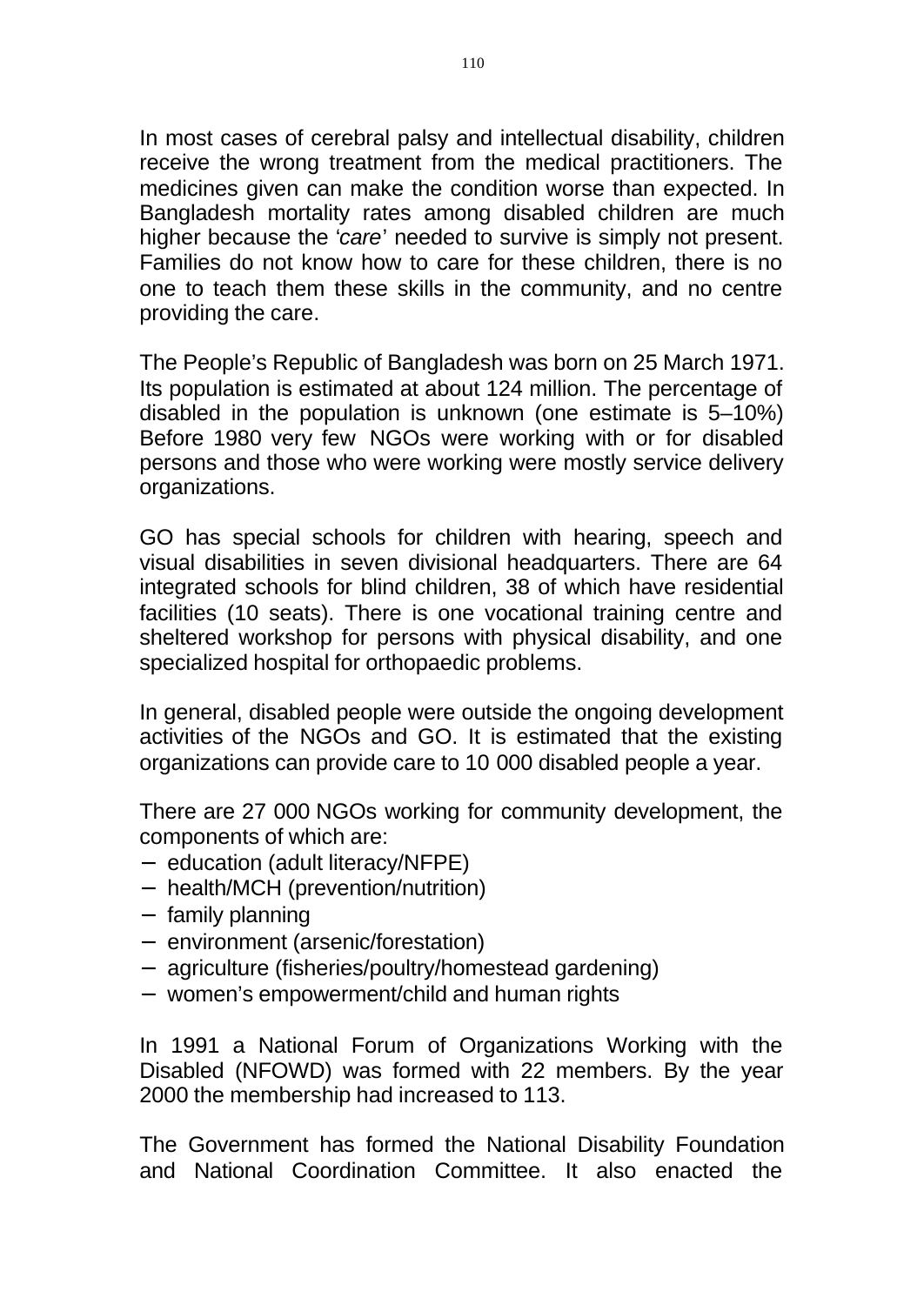In most cases of cerebral palsy and intellectual disability, children receive the wrong treatment from the medical practitioners. The medicines given can make the condition worse than expected. In Bangladesh mortality rates among disabled children are much higher because the *'care'* needed to survive is simply not present. Families do not know how to care for these children, there is no one to teach them these skills in the community, and no centre providing the care.

The People's Republic of Bangladesh was born on 25 March 1971. Its population is estimated at about 124 million. The percentage of disabled in the population is unknown (one estimate is 5–10%) Before 1980 very few NGOs were working with or for disabled persons and those who were working were mostly service delivery organizations.

GO has special schools for children with hearing, speech and visual disabilities in seven divisional headquarters. There are 64 integrated schools for blind children, 38 of which have residential facilities (10 seats). There is one vocational training centre and sheltered workshop for persons with physical disability, and one specialized hospital for orthopaedic problems.

In general, disabled people were outside the ongoing development activities of the NGOs and GO. It is estimated that the existing organizations can provide care to 10 000 disabled people a year.

There are 27 000 NGOs working for community development, the components of which are:

- education (adult literacy/NFPE)
- health/MCH (prevention/nutrition)
- family planning
- environment (arsenic/forestation)
- agriculture (fisheries/poultry/homestead gardening)
- women's empowerment/child and human rights

In 1991 a National Forum of Organizations Working with the Disabled (NFOWD) was formed with 22 members. By the year 2000 the membership had increased to 113.

The Government has formed the National Disability Foundation and National Coordination Committee. It also enacted the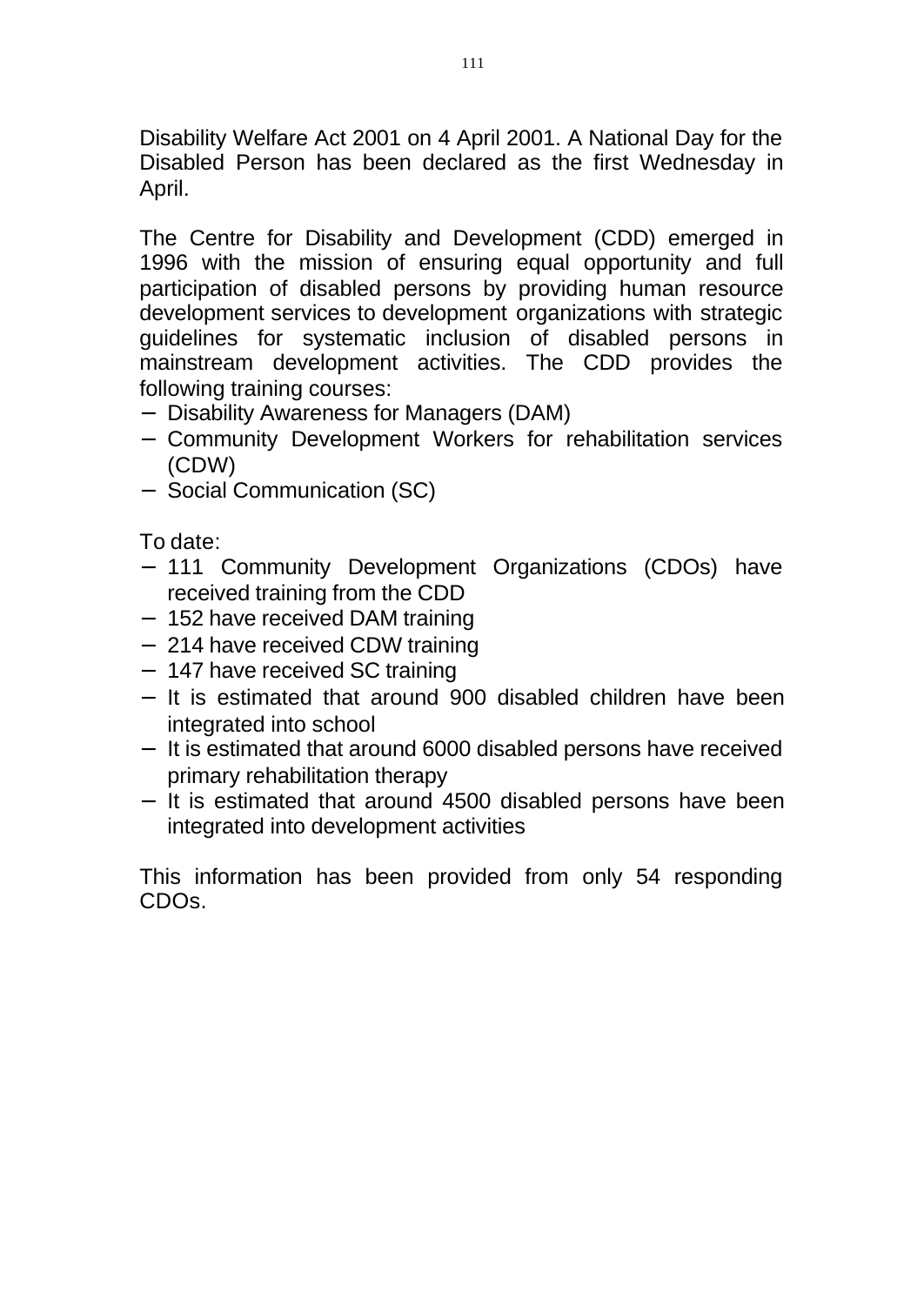Disability Welfare Act 2001 on 4 April 2001. A National Day for the Disabled Person has been declared as the first Wednesday in April.

The Centre for Disability and Development (CDD) emerged in 1996 with the mission of ensuring equal opportunity and full participation of disabled persons by providing human resource development services to development organizations with strategic guidelines for systematic inclusion of disabled persons in mainstream development activities. The CDD provides the following training courses:

- Disability Awareness for Managers (DAM)
- Community Development Workers for rehabilitation services (CDW)
- Social Communication (SC)

To date:

- 111 Community Development Organizations (CDOs) have received training from the CDD
- 152 have received DAM training
- 214 have received CDW training
- 147 have received SC training
- It is estimated that around 900 disabled children have been integrated into school
- It is estimated that around 6000 disabled persons have received primary rehabilitation therapy
- It is estimated that around 4500 disabled persons have been integrated into development activities

This information has been provided from only 54 responding CDOs.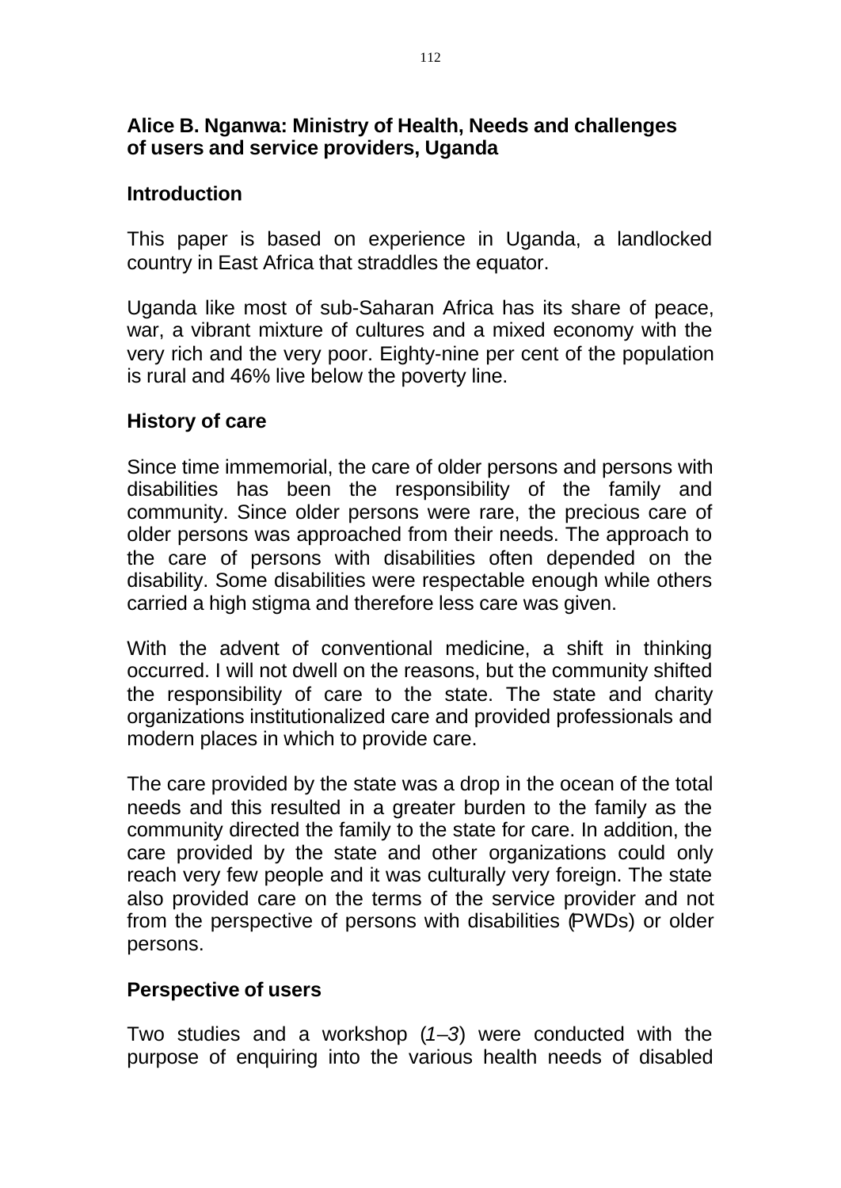## Alice B. Nganwa: Ministry of Health, Needs and challenges of users and service providers, Uganda

### Introduction

This paper is based on experience in Uganda, a landlocked country in East Africa that straddles the equator.

Uganda like most of sub-Saharan Africa has its share of peace, war, a vibrant mixture of cultures and a mixed economy with the very rich and the very poor. Eighty-nine per cent of the population is rural and 46% live below the poverty line.

### History of care

Since time immemorial, the care of older persons and persons with disabilities has been the responsibility of the family and community. Since older persons were rare, the precious care of older persons was approached from their needs. The approach to the care of persons with disabilities often depended on the disability. Some disabilities were respectable enough while others carried a high stigma and therefore less care was given.

With the advent of conventional medicine, a shift in thinking occurred. I will not dwell on the reasons, but the community shifted the responsibility of care to the state. The state and charity organizations institutionalized care and provided professionals and modern places in which to provide care.

The care provided by the state was a drop in the ocean of the total needs and this resulted in a greater burden to the family as the community directed the family to the state for care. In addition, the care provided by the state and other organizations could only reach very few people and it was culturally very foreign. The state also provided care on the terms of the service provider and not from the perspective of persons with disabilities (PWDs) or older persons.

### Perspective of users

Two studies and a workshop (*1–3*) were conducted with the purpose of enquiring into the various health needs of disabled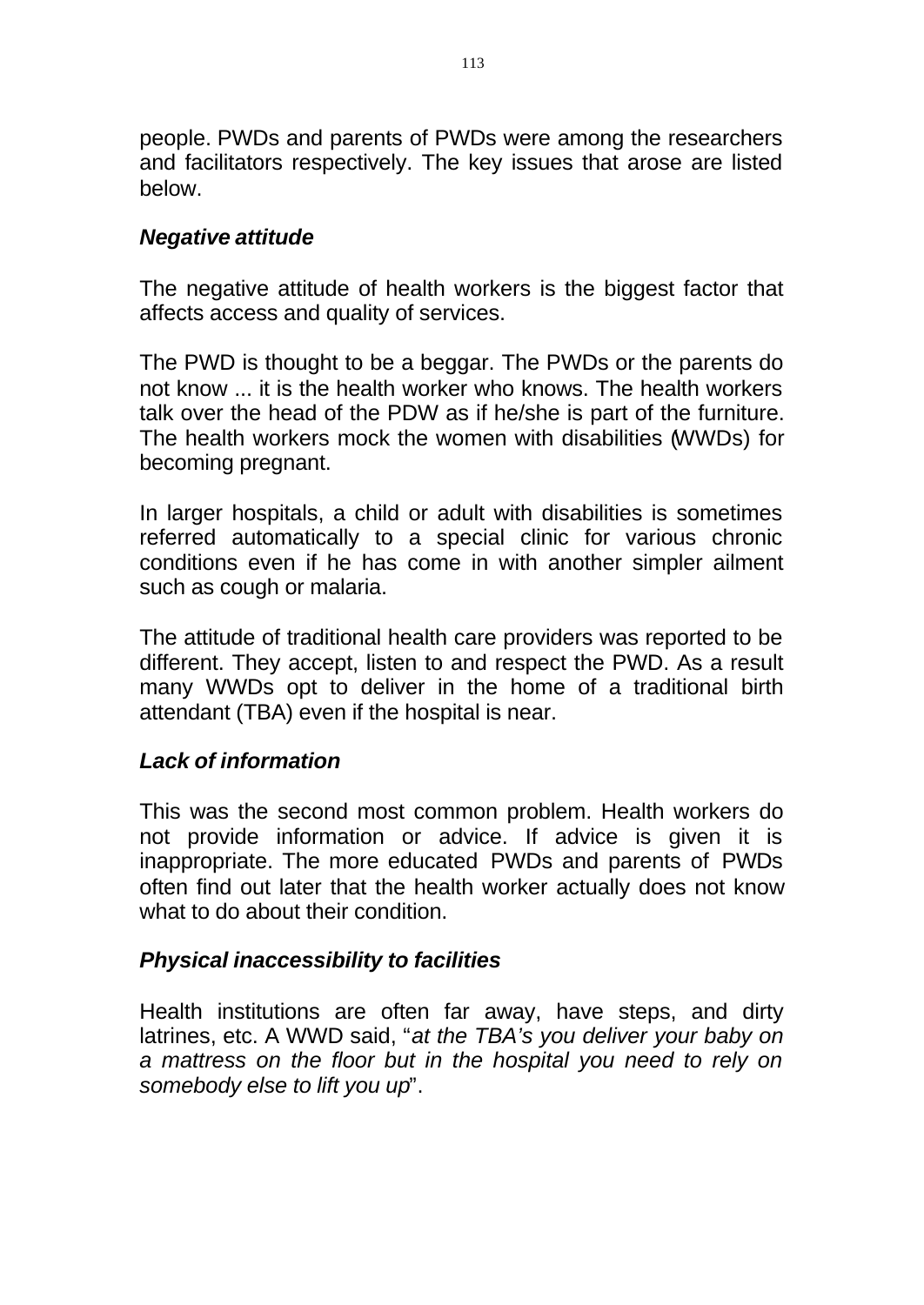people. PWDs and parents of PWDs were among the researchers and facilitators respectively. The key issues that arose are listed below.

### *Negative attitude*

The negative attitude of health workers is the biggest factor that affects access and quality of services.

The PWD is thought to be a beggar. The PWDs or the parents do not know ... it is the health worker who knows. The health workers talk over the head of the PDW as if he/she is part of the furniture. The health workers mock the women with disabilities (WWDs) for becoming pregnant.

In larger hospitals, a child or adult with disabilities is sometimes referred automatically to a special clinic for various chronic conditions even if he has come in with another simpler ailment such as cough or malaria.

The attitude of traditional health care providers was reported to be different. They accept, listen to and respect the PWD. As a result many WWDs opt to deliver in the home of a traditional birth attendant (TBA) even if the hospital is near.

### *Lack of information*

This was the second most common problem. Health workers do not provide information or advice. If advice is given it is inappropriate. The more educated PWDs and parents of PWDs often find out later that the health worker actually does not know what to do about their condition.

### *Physical inaccessibility to facilities*

Health institutions are often far away, have steps, and dirty latrines, etc. A WWD said, "*at the TBA's you deliver your baby on a mattress on the floor but in the hospital you need to rely on somebody else to lift you up*".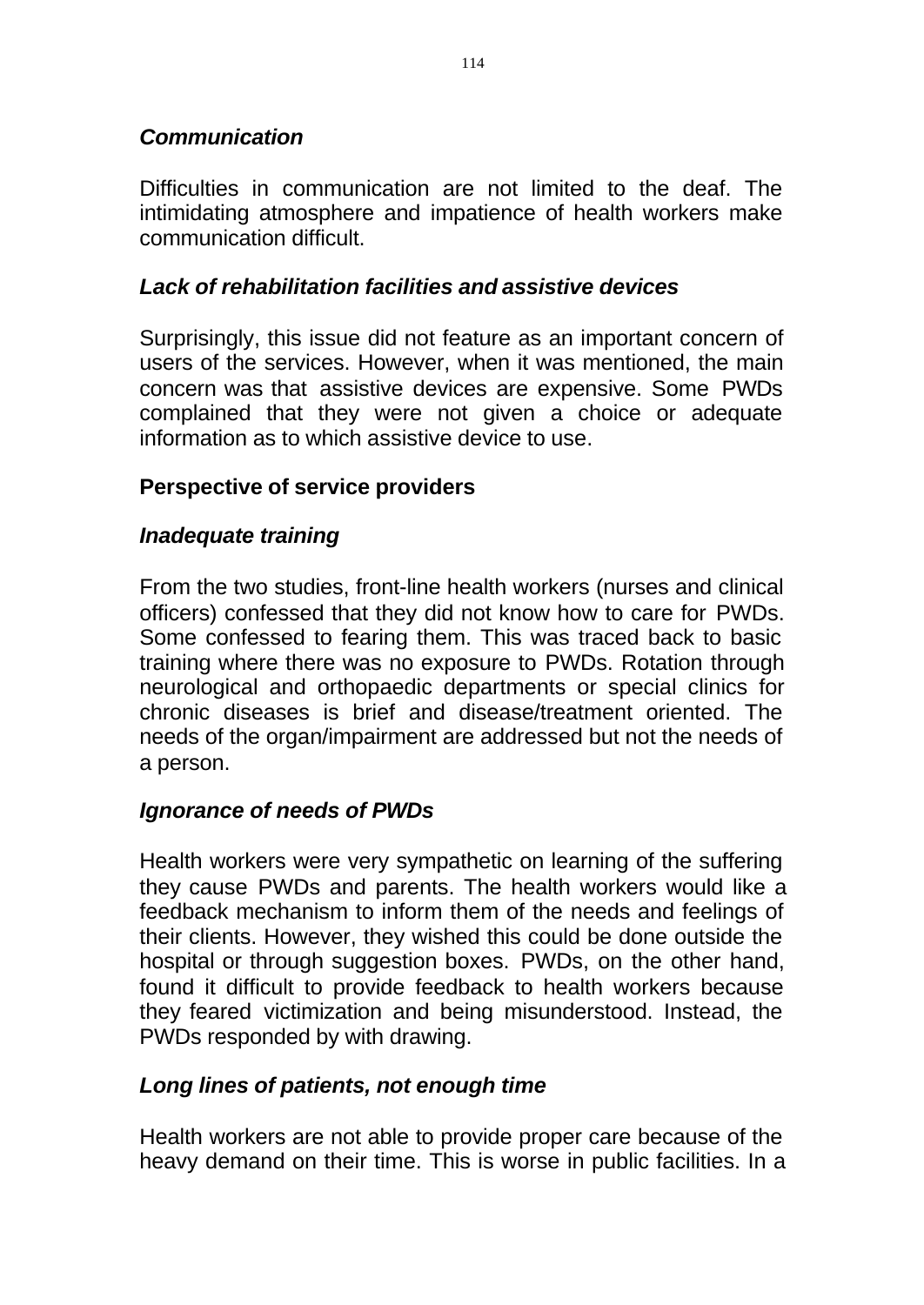### *Communication*

Difficulties in communication are not limited to the deaf. The intimidating atmosphere and impatience of health workers make communication difficult.

### *Lack of rehabilitation facilities and assistive devices*

Surprisingly, this issue did not feature as an important concern of users of the services. However, when it was mentioned, the main concern was that assistive devices are expensive. Some PWDs complained that they were not given a choice or adequate information as to which assistive device to use.

## **Perspective of service providers**

### *Inadequate training*

From the two studies, front-line health workers (nurses and clinical officers) confessed that they did not know how to care for PWDs. Some confessed to fearing them. This was traced back to basic training where there was no exposure to PWDs. Rotation through neurological and orthopaedic departments or special clinics for chronic diseases is brief and disease/treatment oriented. The needs of the organ/impairment are addressed but not the needs of a person.

### *Ignorance of needs of PWDs*

Health workers were very sympathetic on learning of the suffering they cause PWDs and parents. The health workers would like a feedback mechanism to inform them of the needs and feelings of their clients. However, they wished this could be done outside the hospital or through suggestion boxes. PWDs, on the other hand, found it difficult to provide feedback to health workers because they feared victimization and being misunderstood. Instead, the PWDs responded by with drawing.

### *Long lines of patients, not enough time*

Health workers are not able to provide proper care because of the heavy demand on their time. This is worse in public facilities. In a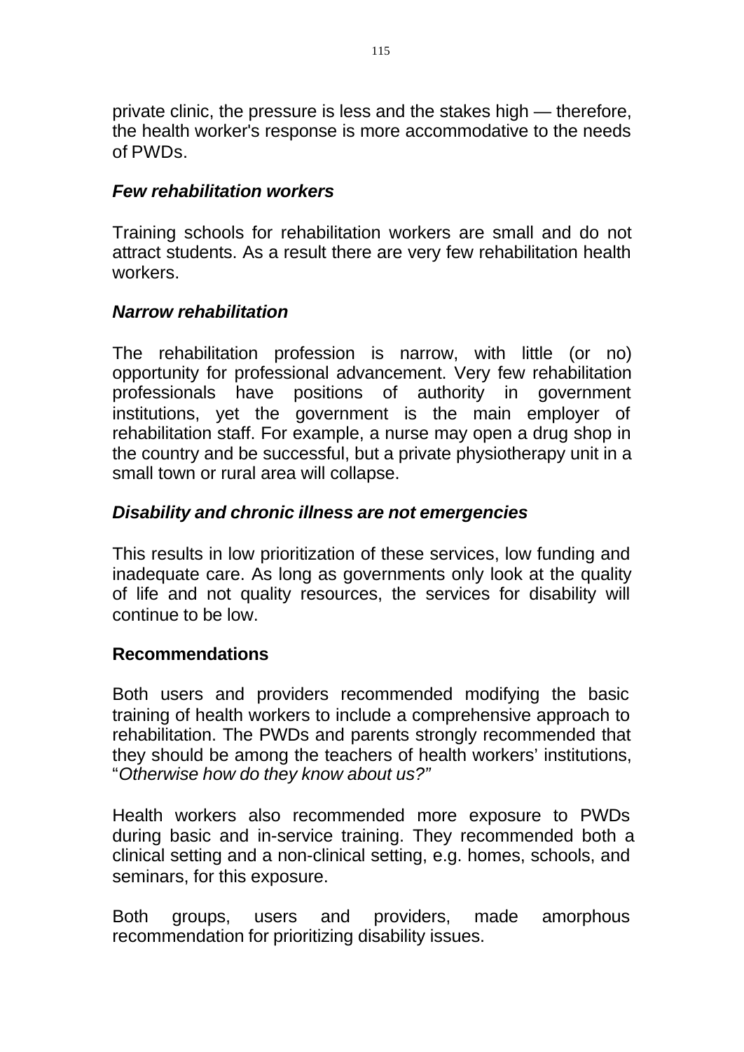private clinic, the pressure is less and the stakes high — therefore, the health worker's response is more accommodative to the needs of PWDs.

### *Few rehabilitation workers*

Training schools for rehabilitation workers are small and do not attract students. As a result there are very few rehabilitation health workers.

### *Narrow rehabilitation*

The rehabilitation profession is narrow, with little (or no) opportunity for professional advancement. Very few rehabilitation professionals have positions of authority in government institutions, yet the government is the main employer of rehabilitation staff. For example, a nurse may open a drug shop in the country and be successful, but a private physiotherapy unit in a small town or rural area will collapse.

### *Disability and chronic illness are not emergencies*

This results in low prioritization of these services, low funding and inadequate care. As long as governments only look at the quality of life and not quality resources, the services for disability will continue to be low.

## Recommendations

Both users and providers recommended modifying the basic training of health workers to include a comprehensive approach to rehabilitation. The PWDs and parents strongly recommended that they should be among the teachers of health workers' institutions, "*Otherwise how do they know about us?"*

Health workers also recommended more exposure to PWDs during basic and in-service training. They recommended both a clinical setting and a non-clinical setting, e.g. homes, schools, and seminars, for this exposure.

Both groups, users and providers, made amorphous recommendation for prioritizing disability issues.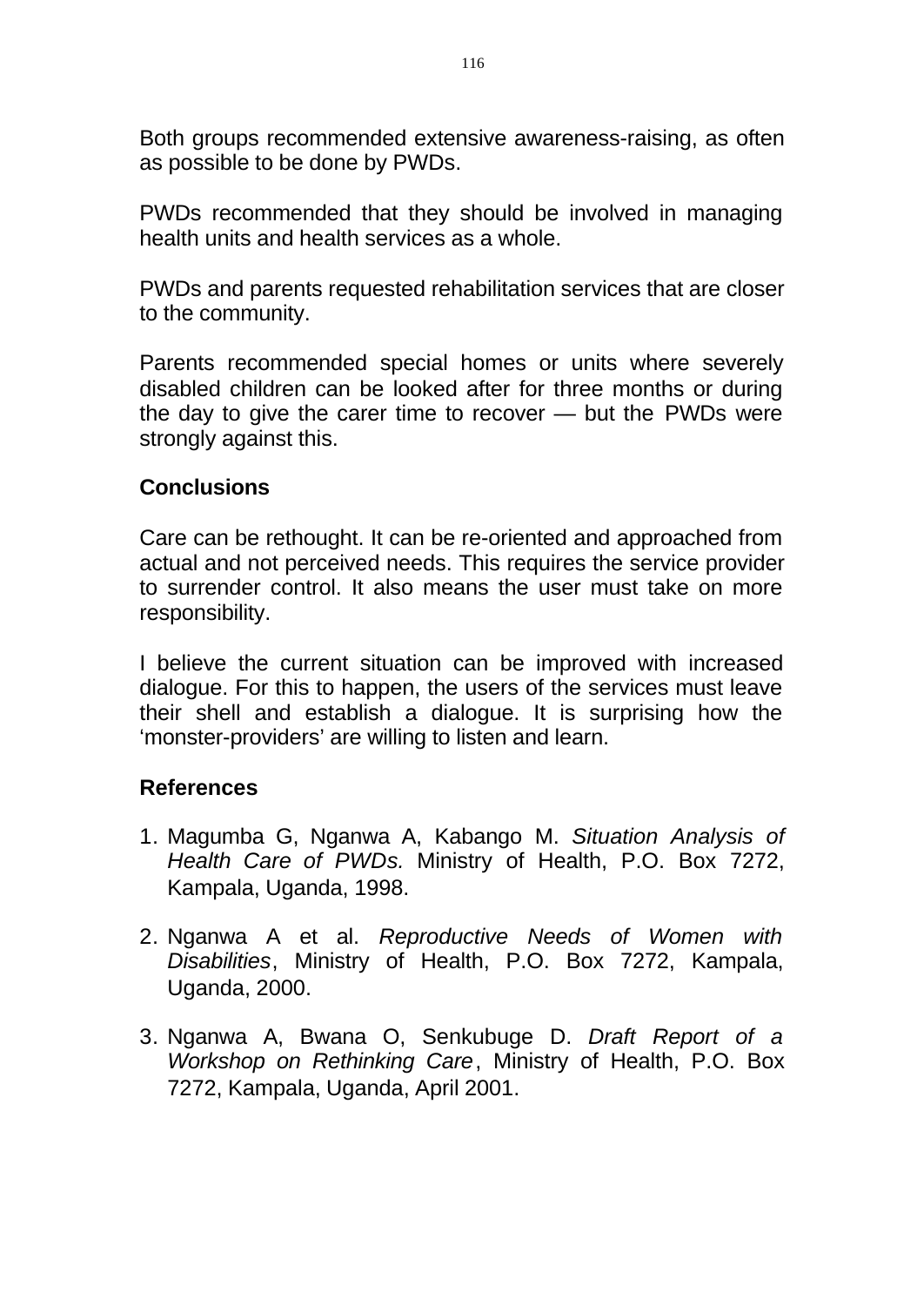Both groups recommended extensive awareness-raising, as often as possible to be done by PWDs.

PWDs recommended that they should be involved in managing health units and health services as a whole.

PWDs and parents requested rehabilitation services that are closer to the community.

Parents recommended special homes or units where severely disabled children can be looked after for three months or during the day to give the carer time to recover — but the PWDs were strongly against this.

## Conclusions

Care can be rethought. It can be re-oriented and approached from actual and not perceived needs. This requires the service provider to surrender control. It also means the user must take on more responsibility.

I believe the current situation can be improved with increased dialogue. For this to happen, the users of the services must leave their shell and establish a dialogue. It is surprising how the 'monster-providers' are willing to listen and learn.

## References

1. Magumba G, Nganwa A, Kabango M. *Situation Analysis of Health Care of PWDs.* Ministry of Health, P.O. Box 7272, Kampala, Uganda, 1998.

2. Nganwa A et al. *Reproductive Needs of Women with Disabilities*, Ministry of Health, P.O. Box 7272, Kampala, Uganda, 2000.

3. Nganwa A, Bwana O, Senkubuge D. *Draft Report of a Workshop on Rethinking Care*, Ministry of Health, P.O. Box 7272, Kampala, Uganda, April 2001.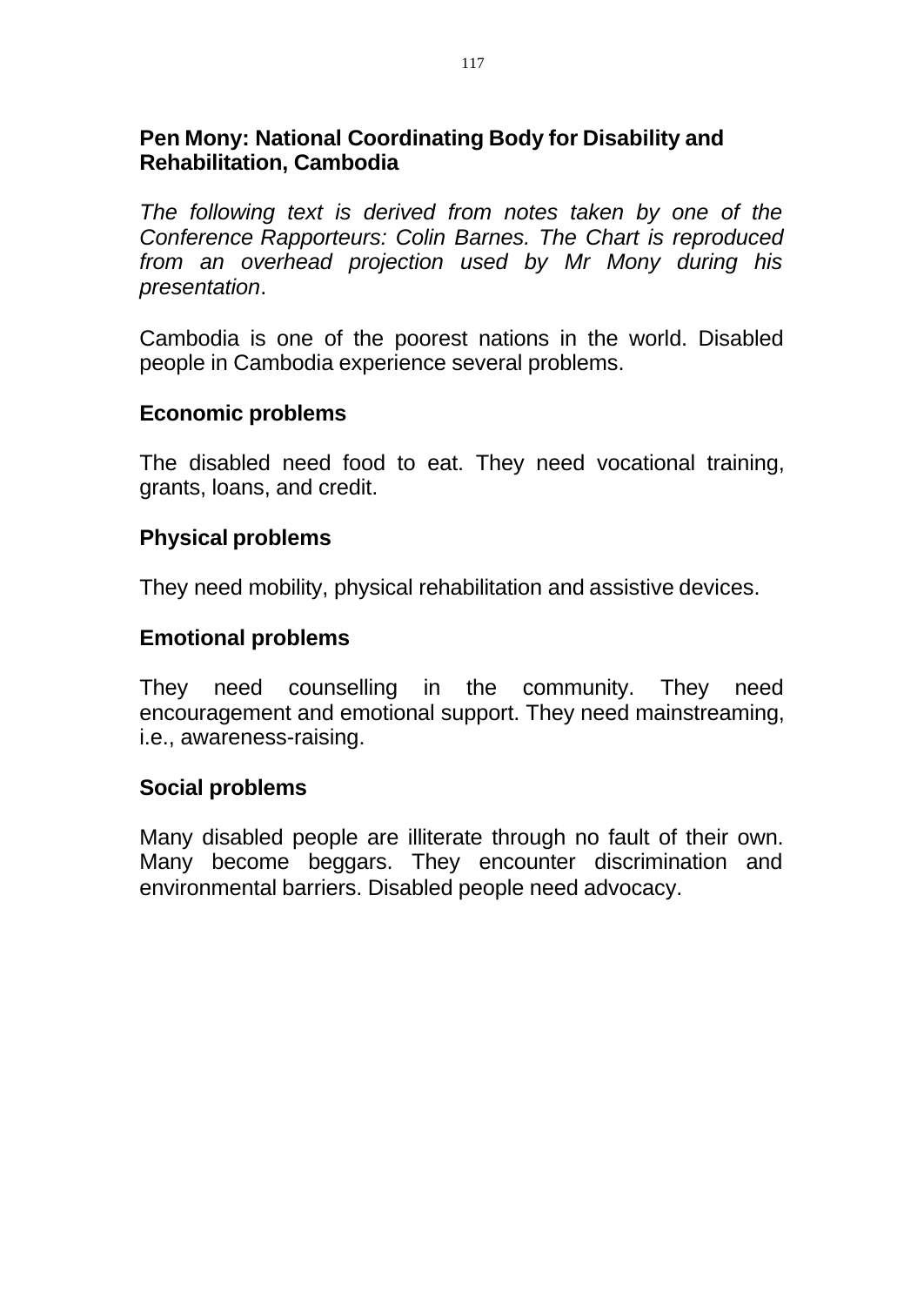## Pen Mony: National Coordinating Body for Disability and Rehabilitation, Cambodia

*The following text is derived from notes taken by one of the Conference Rapporteurs: Colin Barnes. The Chart is reproduced from an overhead projection used by Mr Mony during his presentation*.

Cambodia is one of the poorest nations in the world. Disabled people in Cambodia experience several problems.

### Economic problems

The disabled need food to eat. They need vocational training, grants, loans, and credit.

### Physical problems

They need mobility, physical rehabilitation and assistive devices.

### Emotional problems

They need counselling in the community. They need encouragement and emotional support. They need mainstreaming, i.e., awareness-raising.

### Social problems

Many disabled people are illiterate through no fault of their own. Many become beggars. They encounter discrimination and environmental barriers. Disabled people need advocacy.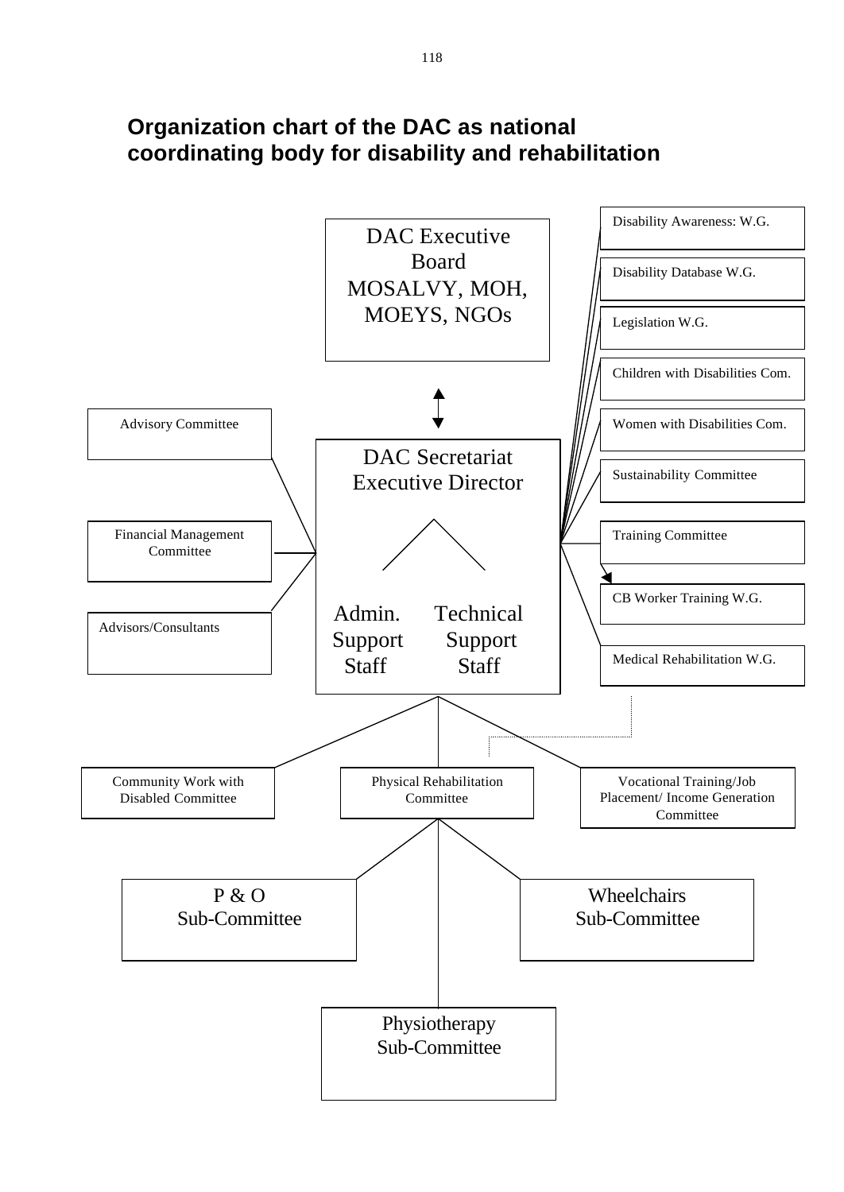## Organization chart of the DAC as national coordinating body for disability and rehabilitation

**DAC Executive Board**
MOSALVY, MOH, MOEYS, NGOs

↕

**DAC Secretariat**
Executive Director

- Admin. Support Staff
- Technical Support Staff

Linked to the DAC Secretariat (left):

- Advisory Committee
- Financial Management Committee
- Advisors/Consultants

Linked to the DAC Secretariat (right):

- Disability Awareness: W.G.
- Disability Database W.G.
- Legislation W.G.
- Children with Disabilities Com.
- Women with Disabilities Com.
- Sustainability Committee
- Training Committee
  - CB Worker Training W.G.
- Medical Rehabilitation W.G.

Below the DAC Secretariat:

- Community Work with Disabled Committee
- Physical Rehabilitation Committee
  - P & O Sub-Committee
  - Wheelchairs Sub-Committee
  - Physiotherapy Sub-Committee
- Vocational Training/Job Placement/ Income Generation Committee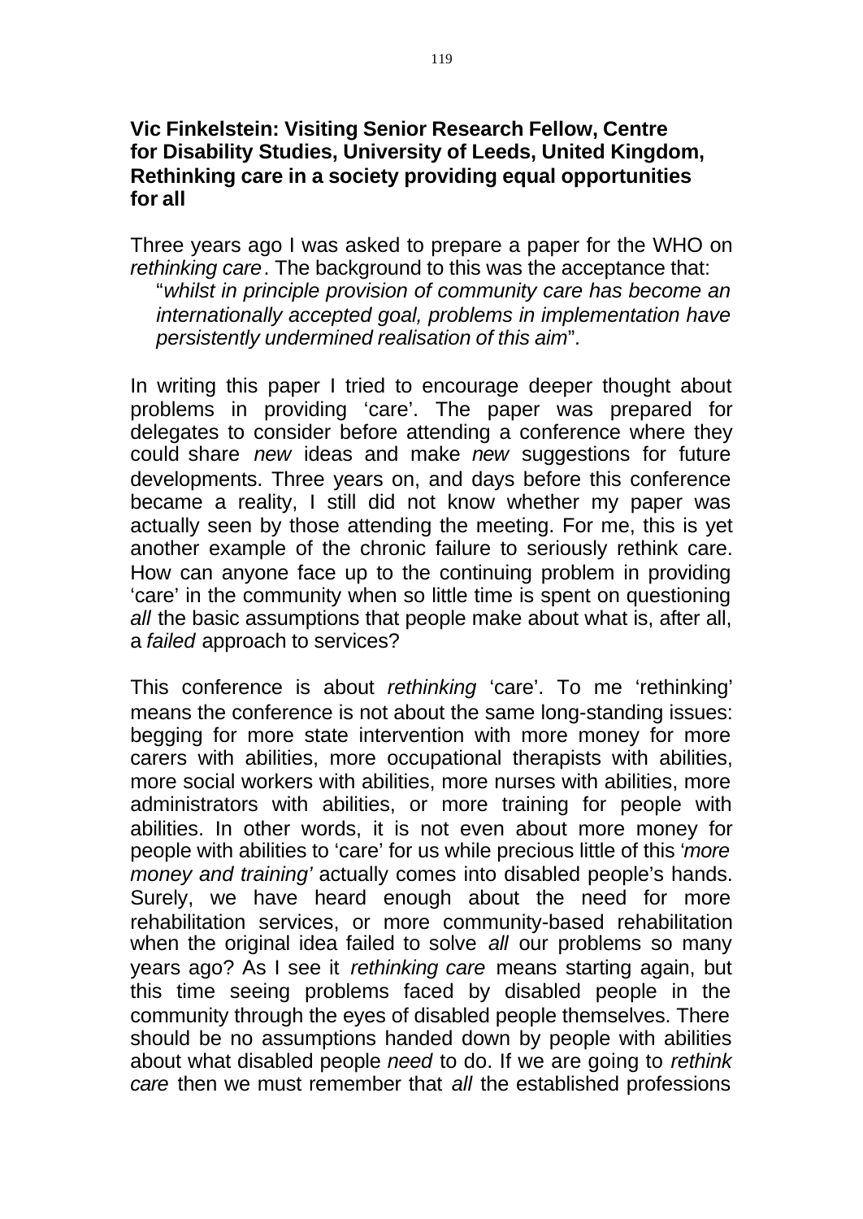**Vic Finkelstein: Visiting Senior Research Fellow, Centre for Disability Studies, University of Leeds, United Kingdom, Rethinking care in a society providing equal opportunities for all**

Three years ago I was asked to prepare a paper for the WHO on *rethinking care*. The background to this was the acceptance that:

> "*whilst in principle provision of community care has become an internationally accepted goal, problems in implementation have persistently undermined realisation of this aim*".

In writing this paper I tried to encourage deeper thought about problems in providing 'care'. The paper was prepared for delegates to consider before attending a conference where they could share *new* ideas and make *new* suggestions for future developments. Three years on, and days before this conference became a reality, I still did not know whether my paper was actually seen by those attending the meeting. For me, this is yet another example of the chronic failure to seriously rethink care. How can anyone face up to the continuing problem in providing 'care' in the community when so little time is spent on questioning *all* the basic assumptions that people make about what is, after all, a *failed* approach to services?

This conference is about *rethinking* 'care'. To me 'rethinking' means the conference is not about the same long-standing issues: begging for more state intervention with more money for more carers with abilities, more occupational therapists with abilities, more social workers with abilities, more nurses with abilities, more administrators with abilities, or more training for people with abilities. In other words, it is not even about more money for people with abilities to 'care' for us while precious little of this '*more money and training'* actually comes into disabled people's hands. Surely, we have heard enough about the need for more rehabilitation services, or more community-based rehabilitation when the original idea failed to solve *all* our problems so many years ago? As I see it *rethinking care* means starting again, but this time seeing problems faced by disabled people in the community through the eyes of disabled people themselves. There should be no assumptions handed down by people with abilities about what disabled people *need* to do. If we are going to *rethink care* then we must remember that *all* the established professions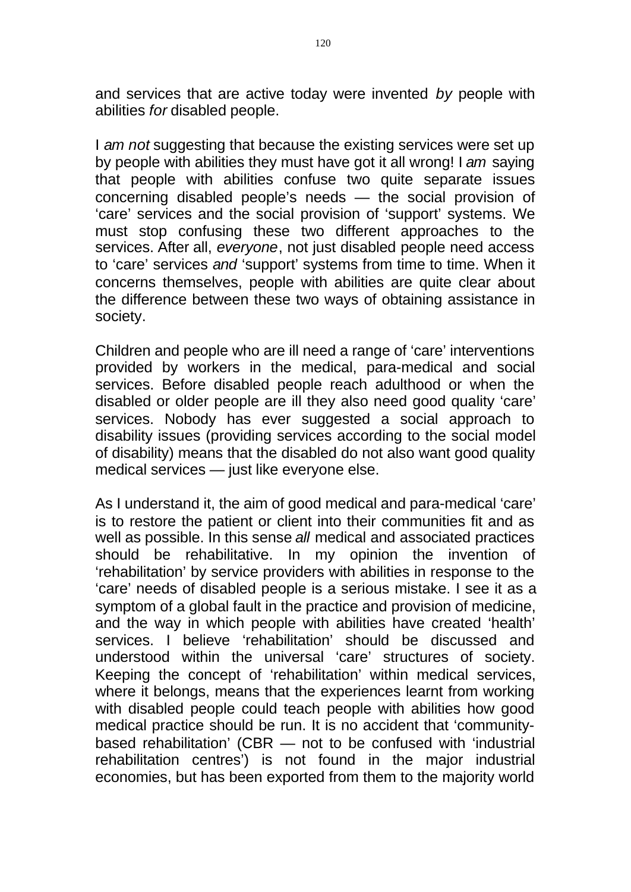and services that are active today were invented *by* people with abilities *for* disabled people.

I *am not* suggesting that because the existing services were set up by people with abilities they must have got it all wrong! I *am* saying that people with abilities confuse two quite separate issues concerning disabled people's needs — the social provision of 'care' services and the social provision of 'support' systems. We must stop confusing these two different approaches to the services. After all, *everyone*, not just disabled people need access to 'care' services *and* 'support' systems from time to time. When it concerns themselves, people with abilities are quite clear about the difference between these two ways of obtaining assistance in society.

Children and people who are ill need a range of 'care' interventions provided by workers in the medical, para-medical and social services. Before disabled people reach adulthood or when the disabled or older people are ill they also need good quality 'care' services. Nobody has ever suggested a social approach to disability issues (providing services according to the social model of disability) means that the disabled do not also want good quality medical services — just like everyone else.

As I understand it, the aim of good medical and para-medical 'care' is to restore the patient or client into their communities fit and as well as possible. In this sense *all* medical and associated practices should be rehabilitative. In my opinion the invention of 'rehabilitation' by service providers with abilities in response to the 'care' needs of disabled people is a serious mistake. I see it as a symptom of a global fault in the practice and provision of medicine, and the way in which people with abilities have created 'health' services. I believe 'rehabilitation' should be discussed and understood within the universal 'care' structures of society. Keeping the concept of 'rehabilitation' within medical services, where it belongs, means that the experiences learnt from working with disabled people could teach people with abilities how good medical practice should be run. It is no accident that 'community-based rehabilitation' (CBR — not to be confused with 'industrial rehabilitation centres') is not found in the major industrial economies, but has been exported from them to the majority world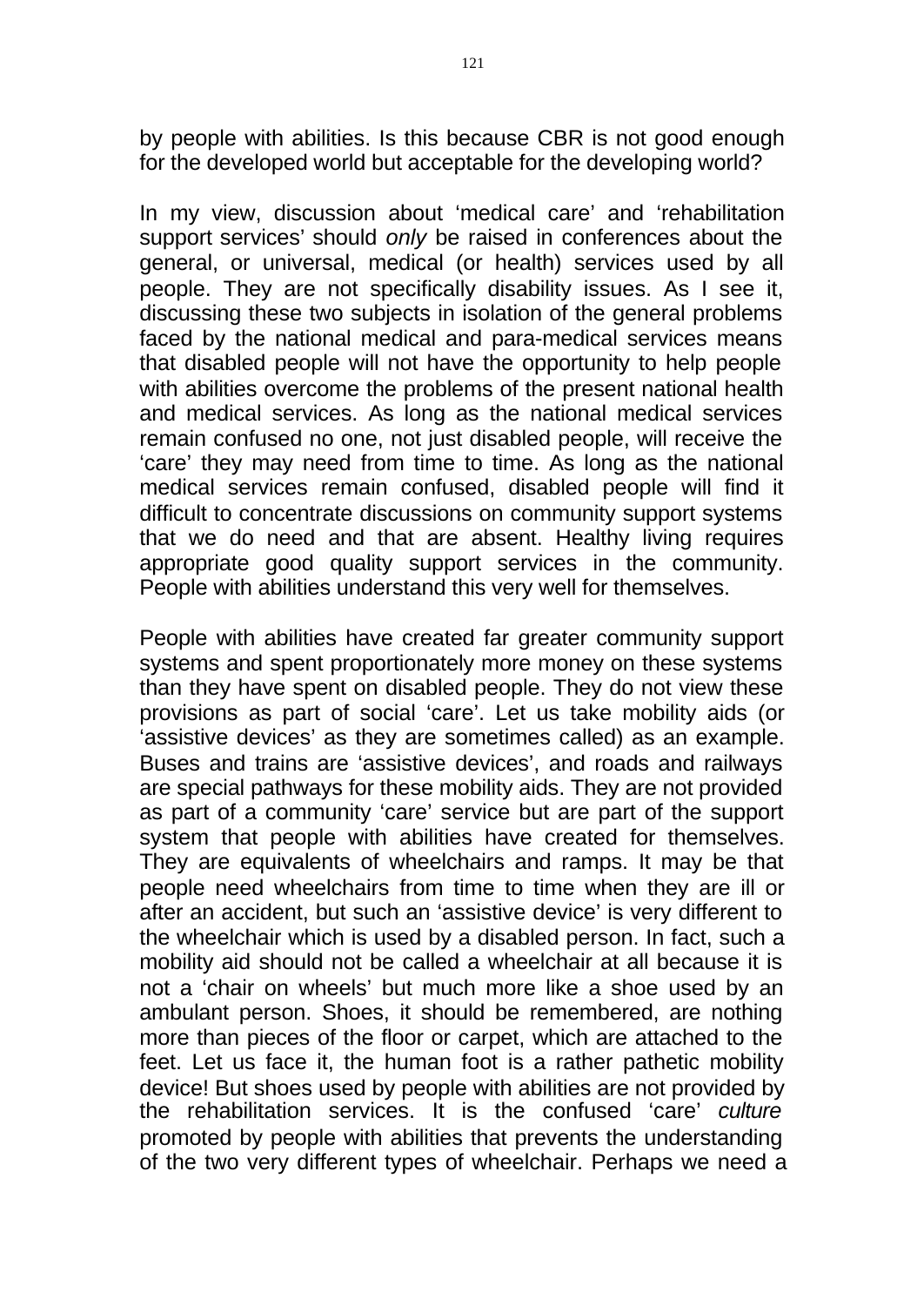by people with abilities. Is this because CBR is not good enough for the developed world but acceptable for the developing world?

In my view, discussion about 'medical care' and 'rehabilitation support services' should *only* be raised in conferences about the general, or universal, medical (or health) services used by all people. They are not specifically disability issues. As I see it, discussing these two subjects in isolation of the general problems faced by the national medical and para-medical services means that disabled people will not have the opportunity to help people with abilities overcome the problems of the present national health and medical services. As long as the national medical services remain confused no one, not just disabled people, will receive the 'care' they may need from time to time. As long as the national medical services remain confused, disabled people will find it difficult to concentrate discussions on community support systems that we do need and that are absent. Healthy living requires appropriate good quality support services in the community. People with abilities understand this very well for themselves.

People with abilities have created far greater community support systems and spent proportionately more money on these systems than they have spent on disabled people. They do not view these provisions as part of social 'care'. Let us take mobility aids (or 'assistive devices' as they are sometimes called) as an example. Buses and trains are 'assistive devices', and roads and railways are special pathways for these mobility aids. They are not provided as part of a community 'care' service but are part of the support system that people with abilities have created for themselves. They are equivalents of wheelchairs and ramps. It may be that people need wheelchairs from time to time when they are ill or after an accident, but such an 'assistive device' is very different to the wheelchair which is used by a disabled person. In fact, such a mobility aid should not be called a wheelchair at all because it is not a 'chair on wheels' but much more like a shoe used by an ambulant person. Shoes, it should be remembered, are nothing more than pieces of the floor or carpet, which are attached to the feet. Let us face it, the human foot is a rather pathetic mobility device! But shoes used by people with abilities are not provided by the rehabilitation services. It is the confused 'care' *culture* promoted by people with abilities that prevents the understanding of the two very different types of wheelchair. Perhaps we need a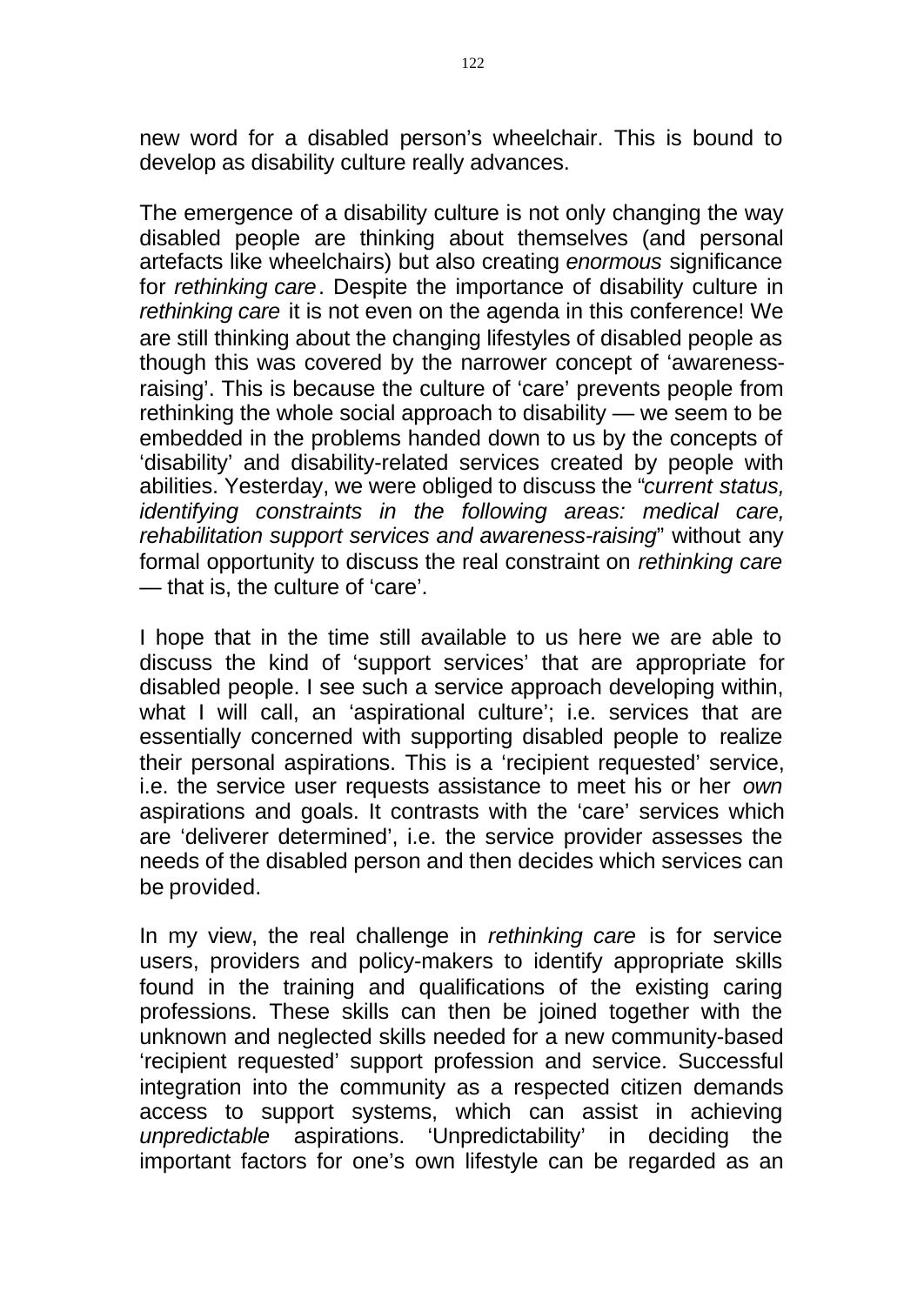new word for a disabled person's wheelchair. This is bound to develop as disability culture really advances.

The emergence of a disability culture is not only changing the way disabled people are thinking about themselves (and personal artefacts like wheelchairs) but also creating *enormous* significance for *rethinking care*. Despite the importance of disability culture in *rethinking care* it is not even on the agenda in this conference! We are still thinking about the changing lifestyles of disabled people as though this was covered by the narrower concept of 'awareness-raising'. This is because the culture of 'care' prevents people from rethinking the whole social approach to disability — we seem to be embedded in the problems handed down to us by the concepts of 'disability' and disability-related services created by people with abilities. Yesterday, we were obliged to discuss the "*current status, identifying constraints in the following areas: medical care, rehabilitation support services and awareness-raising*" without any formal opportunity to discuss the real constraint on *rethinking care* — that is, the culture of 'care'.

I hope that in the time still available to us here we are able to discuss the kind of 'support services' that are appropriate for disabled people. I see such a service approach developing within, what I will call, an 'aspirational culture'; i.e. services that are essentially concerned with supporting disabled people to realize their personal aspirations. This is a 'recipient requested' service, i.e. the service user requests assistance to meet his or her *own* aspirations and goals. It contrasts with the 'care' services which are 'deliverer determined', i.e. the service provider assesses the needs of the disabled person and then decides which services can be provided.

In my view, the real challenge in *rethinking care* is for service users, providers and policy-makers to identify appropriate skills found in the training and qualifications of the existing caring professions. These skills can then be joined together with the unknown and neglected skills needed for a new community-based 'recipient requested' support profession and service. Successful integration into the community as a respected citizen demands access to support systems, which can assist in achieving *unpredictable* aspirations. 'Unpredictability' in deciding the important factors for one's own lifestyle can be regarded as an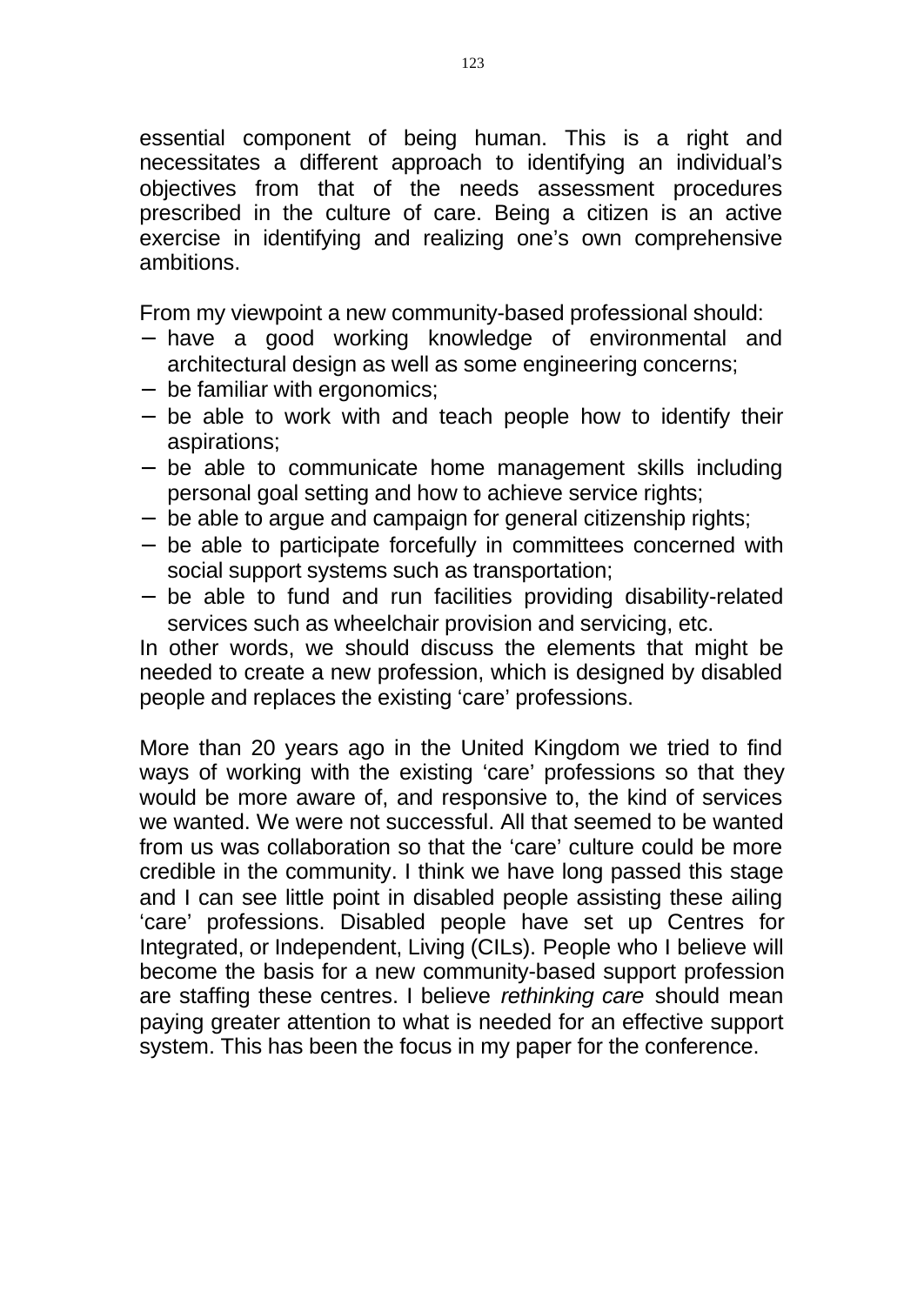essential component of being human. This is a right and necessitates a different approach to identifying an individual's objectives from that of the needs assessment procedures prescribed in the culture of care. Being a citizen is an active exercise in identifying and realizing one's own comprehensive ambitions.

From my viewpoint a new community-based professional should:

- have a good working knowledge of environmental and architectural design as well as some engineering concerns;
- be familiar with ergonomics;
- be able to work with and teach people how to identify their aspirations;
- be able to communicate home management skills including personal goal setting and how to achieve service rights;
- be able to argue and campaign for general citizenship rights;
- be able to participate forcefully in committees concerned with social support systems such as transportation;
- be able to fund and run facilities providing disability-related services such as wheelchair provision and servicing, etc.

In other words, we should discuss the elements that might be needed to create a new profession, which is designed by disabled people and replaces the existing 'care' professions.

More than 20 years ago in the United Kingdom we tried to find ways of working with the existing 'care' professions so that they would be more aware of, and responsive to, the kind of services we wanted. We were not successful. All that seemed to be wanted from us was collaboration so that the 'care' culture could be more credible in the community. I think we have long passed this stage and I can see little point in disabled people assisting these ailing 'care' professions. Disabled people have set up Centres for Integrated, or Independent, Living (CILs). People who I believe will become the basis for a new community-based support profession are staffing these centres. I believe *rethinking care* should mean paying greater attention to what is needed for an effective support system. This has been the focus in my paper for the conference.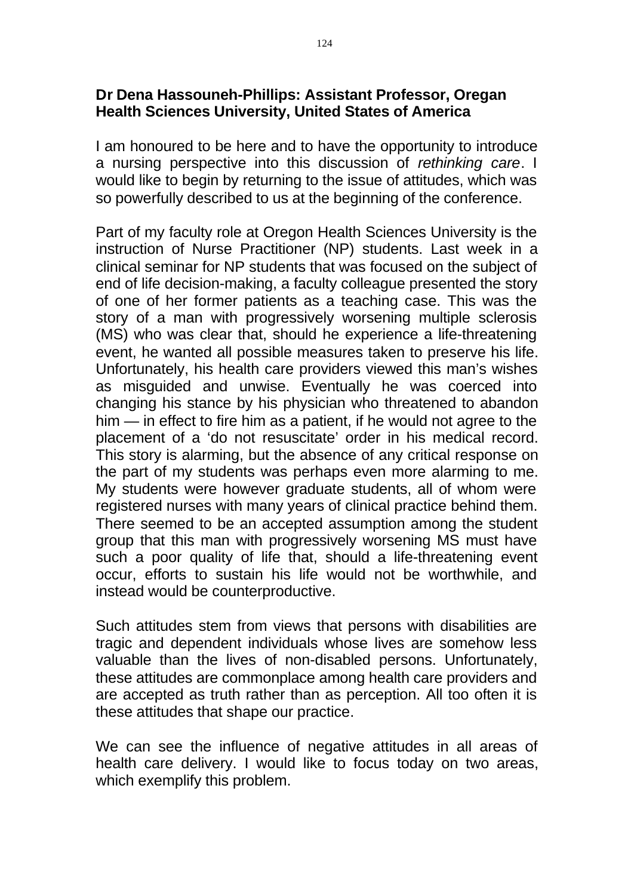**Dr Dena Hassouneh-Phillips: Assistant Professor, Oregan Health Sciences University, United States of America**

I am honoured to be here and to have the opportunity to introduce a nursing perspective into this discussion of *rethinking care*. I would like to begin by returning to the issue of attitudes, which was so powerfully described to us at the beginning of the conference.

Part of my faculty role at Oregon Health Sciences University is the instruction of Nurse Practitioner (NP) students. Last week in a clinical seminar for NP students that was focused on the subject of end of life decision-making, a faculty colleague presented the story of one of her former patients as a teaching case. This was the story of a man with progressively worsening multiple sclerosis (MS) who was clear that, should he experience a life-threatening event, he wanted all possible measures taken to preserve his life. Unfortunately, his health care providers viewed this man's wishes as misguided and unwise. Eventually he was coerced into changing his stance by his physician who threatened to abandon him — in effect to fire him as a patient, if he would not agree to the placement of a 'do not resuscitate' order in his medical record. This story is alarming, but the absence of any critical response on the part of my students was perhaps even more alarming to me. My students were however graduate students, all of whom were registered nurses with many years of clinical practice behind them. There seemed to be an accepted assumption among the student group that this man with progressively worsening MS must have such a poor quality of life that, should a life-threatening event occur, efforts to sustain his life would not be worthwhile, and instead would be counterproductive.

Such attitudes stem from views that persons with disabilities are tragic and dependent individuals whose lives are somehow less valuable than the lives of non-disabled persons. Unfortunately, these attitudes are commonplace among health care providers and are accepted as truth rather than as perception. All too often it is these attitudes that shape our practice.

We can see the influence of negative attitudes in all areas of health care delivery. I would like to focus today on two areas, which exemplify this problem.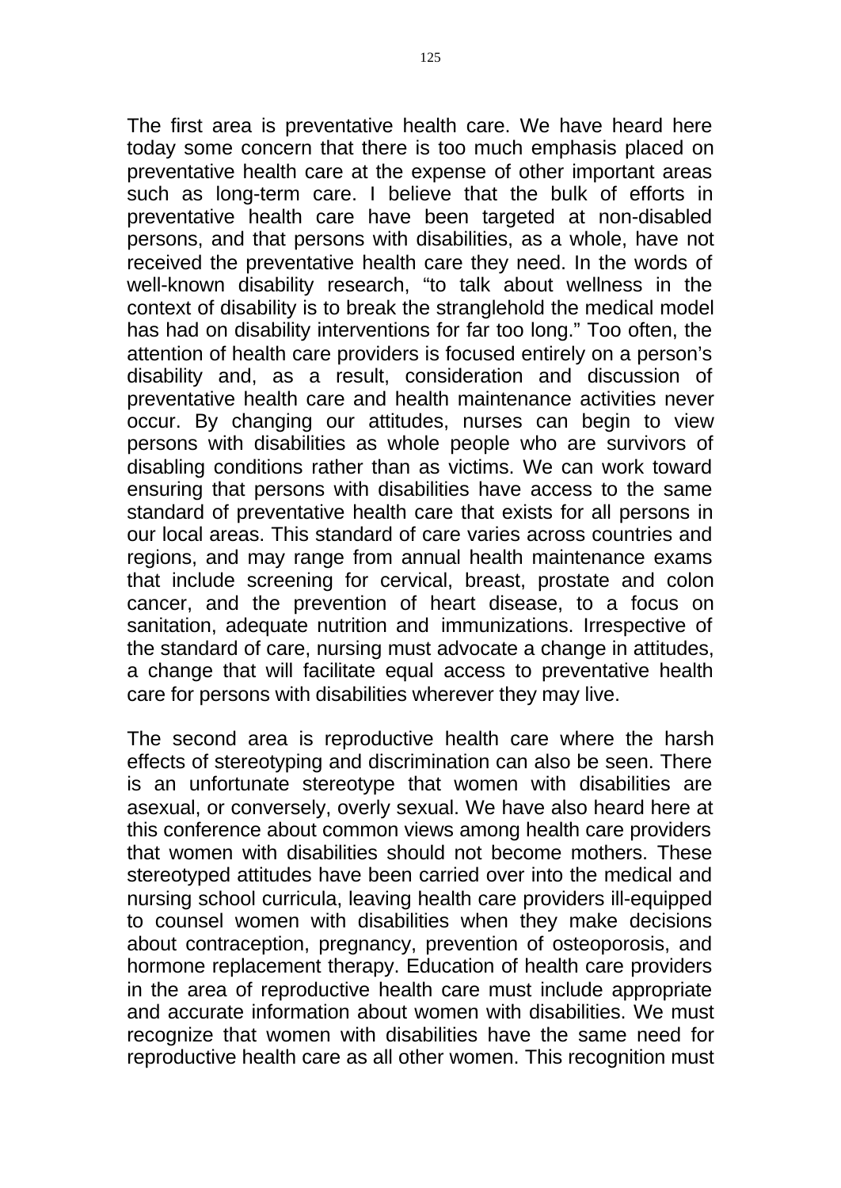The first area is preventative health care. We have heard here today some concern that there is too much emphasis placed on preventative health care at the expense of other important areas such as long-term care. I believe that the bulk of efforts in preventative health care have been targeted at non-disabled persons, and that persons with disabilities, as a whole, have not received the preventative health care they need. In the words of well-known disability research, "to talk about wellness in the context of disability is to break the stranglehold the medical model has had on disability interventions for far too long." Too often, the attention of health care providers is focused entirely on a person's disability and, as a result, consideration and discussion of preventative health care and health maintenance activities never occur. By changing our attitudes, nurses can begin to view persons with disabilities as whole people who are survivors of disabling conditions rather than as victims. We can work toward ensuring that persons with disabilities have access to the same standard of preventative health care that exists for all persons in our local areas. This standard of care varies across countries and regions, and may range from annual health maintenance exams that include screening for cervical, breast, prostate and colon cancer, and the prevention of heart disease, to a focus on sanitation, adequate nutrition and immunizations. Irrespective of the standard of care, nursing must advocate a change in attitudes, a change that will facilitate equal access to preventative health care for persons with disabilities wherever they may live.

The second area is reproductive health care where the harsh effects of stereotyping and discrimination can also be seen. There is an unfortunate stereotype that women with disabilities are asexual, or conversely, overly sexual. We have also heard here at this conference about common views among health care providers that women with disabilities should not become mothers. These stereotyped attitudes have been carried over into the medical and nursing school curricula, leaving health care providers ill-equipped to counsel women with disabilities when they make decisions about contraception, pregnancy, prevention of osteoporosis, and hormone replacement therapy. Education of health care providers in the area of reproductive health care must include appropriate and accurate information about women with disabilities. We must recognize that women with disabilities have the same need for reproductive health care as all other women. This recognition must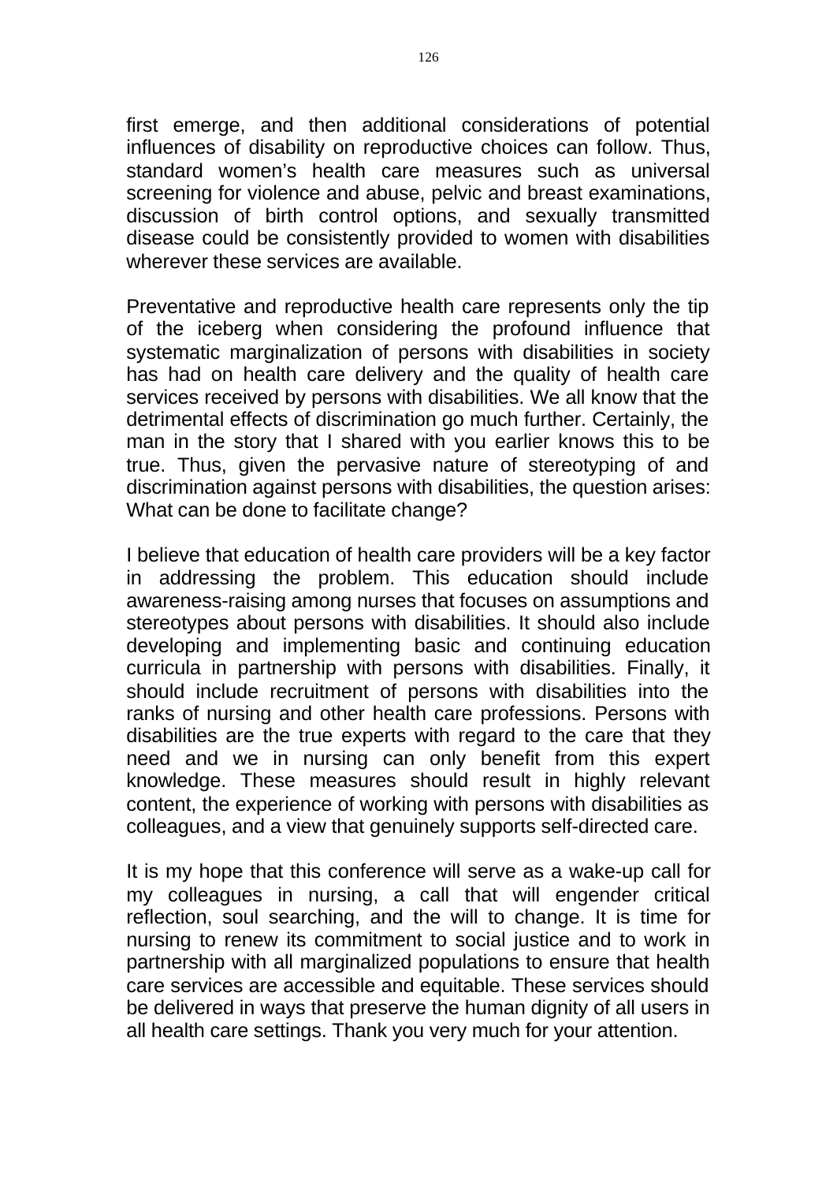first emerge, and then additional considerations of potential influences of disability on reproductive choices can follow. Thus, standard women's health care measures such as universal screening for violence and abuse, pelvic and breast examinations, discussion of birth control options, and sexually transmitted disease could be consistently provided to women with disabilities wherever these services are available.

Preventative and reproductive health care represents only the tip of the iceberg when considering the profound influence that systematic marginalization of persons with disabilities in society has had on health care delivery and the quality of health care services received by persons with disabilities. We all know that the detrimental effects of discrimination go much further. Certainly, the man in the story that I shared with you earlier knows this to be true. Thus, given the pervasive nature of stereotyping of and discrimination against persons with disabilities, the question arises: What can be done to facilitate change?

I believe that education of health care providers will be a key factor in addressing the problem. This education should include awareness-raising among nurses that focuses on assumptions and stereotypes about persons with disabilities. It should also include developing and implementing basic and continuing education curricula in partnership with persons with disabilities. Finally, it should include recruitment of persons with disabilities into the ranks of nursing and other health care professions. Persons with disabilities are the true experts with regard to the care that they need and we in nursing can only benefit from this expert knowledge. These measures should result in highly relevant content, the experience of working with persons with disabilities as colleagues, and a view that genuinely supports self-directed care.

It is my hope that this conference will serve as a wake-up call for my colleagues in nursing, a call that will engender critical reflection, soul searching, and the will to change. It is time for nursing to renew its commitment to social justice and to work in partnership with all marginalized populations to ensure that health care services are accessible and equitable. These services should be delivered in ways that preserve the human dignity of all users in all health care settings. Thank you very much for your attention.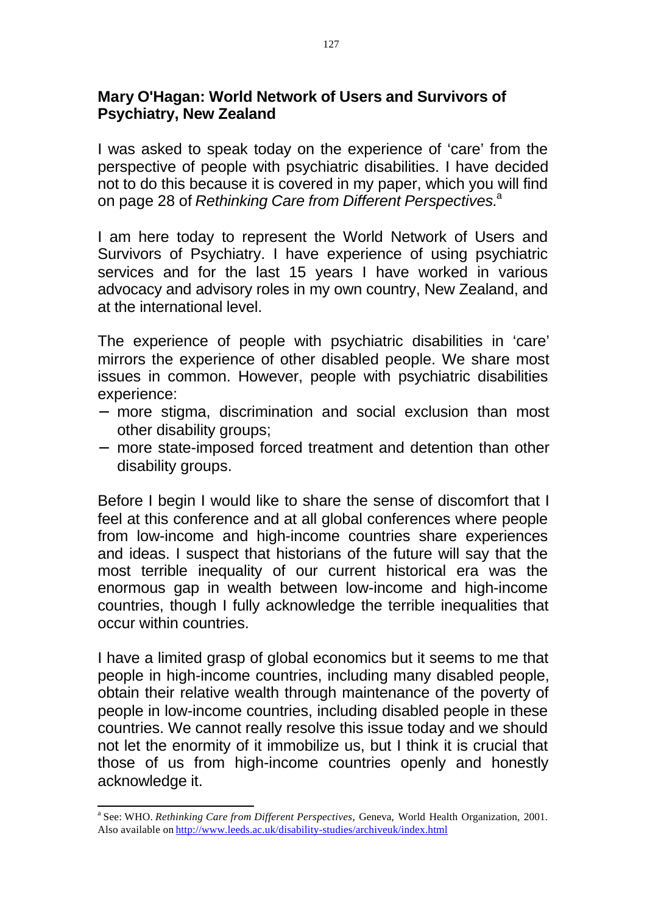## Mary O'Hagan: World Network of Users and Survivors of Psychiatry, New Zealand

I was asked to speak today on the experience of 'care' from the perspective of people with psychiatric disabilities. I have decided not to do this because it is covered in my paper, which you will find on page 28 of *Rethinking Care from Different Perspectives.*[a]

I am here today to represent the World Network of Users and Survivors of Psychiatry. I have experience of using psychiatric services and for the last 15 years I have worked in various advocacy and advisory roles in my own country, New Zealand, and at the international level.

The experience of people with psychiatric disabilities in 'care' mirrors the experience of other disabled people. We share most issues in common. However, people with psychiatric disabilities experience:

- more stigma, discrimination and social exclusion than most other disability groups;
- more state-imposed forced treatment and detention than other disability groups.

Before I begin I would like to share the sense of discomfort that I feel at this conference and at all global conferences where people from low-income and high-income countries share experiences and ideas. I suspect that historians of the future will say that the most terrible inequality of our current historical era was the enormous gap in wealth between low-income and high-income countries, though I fully acknowledge the terrible inequalities that occur within countries.

I have a limited grasp of global economics but it seems to me that people in high-income countries, including many disabled people, obtain their relative wealth through maintenance of the poverty of people in low-income countries, including disabled people in these countries. We cannot really resolve this issue today and we should not let the enormity of it immobilize us, but I think it is crucial that those of us from high-income countries openly and honestly acknowledge it.

---

[a] See: WHO. *Rethinking Care from Different Perspectives*, Geneva, World Health Organization, 2001. Also available on http://www.leeds.ac.uk/disability-studies/archiveuk/index.html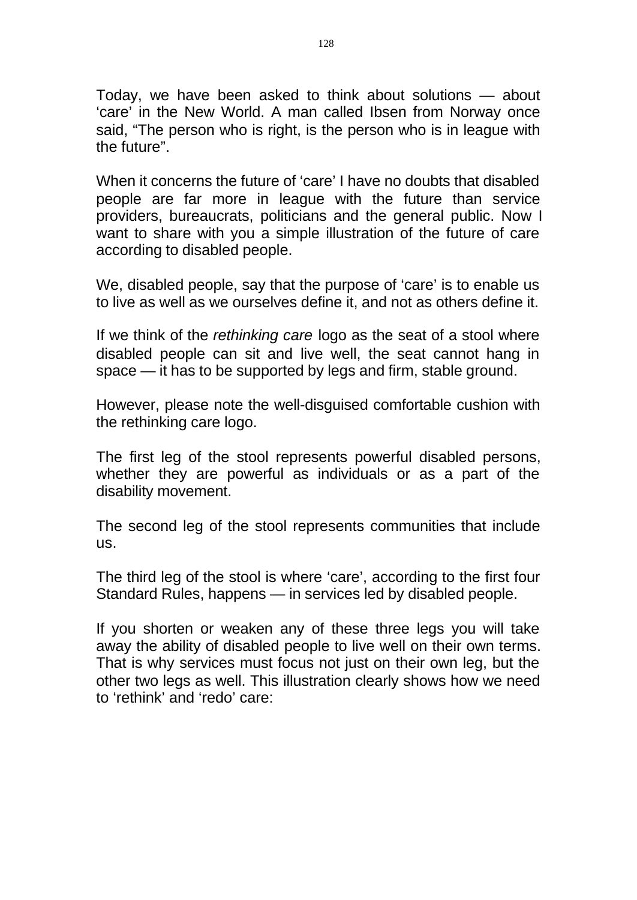Today, we have been asked to think about solutions — about 'care' in the New World. A man called Ibsen from Norway once said, "The person who is right, is the person who is in league with the future".

When it concerns the future of 'care' I have no doubts that disabled people are far more in league with the future than service providers, bureaucrats, politicians and the general public. Now I want to share with you a simple illustration of the future of care according to disabled people.

We, disabled people, say that the purpose of 'care' is to enable us to live as well as we ourselves define it, and not as others define it.

If we think of the *rethinking care* logo as the seat of a stool where disabled people can sit and live well, the seat cannot hang in space — it has to be supported by legs and firm, stable ground.

However, please note the well-disguised comfortable cushion with the rethinking care logo.

The first leg of the stool represents powerful disabled persons, whether they are powerful as individuals or as a part of the disability movement.

The second leg of the stool represents communities that include us.

The third leg of the stool is where 'care', according to the first four Standard Rules, happens — in services led by disabled people.

If you shorten or weaken any of these three legs you will take away the ability of disabled people to live well on their own terms. That is why services must focus not just on their own leg, but the other two legs as well. This illustration clearly shows how we need to 'rethink' and 'redo' care: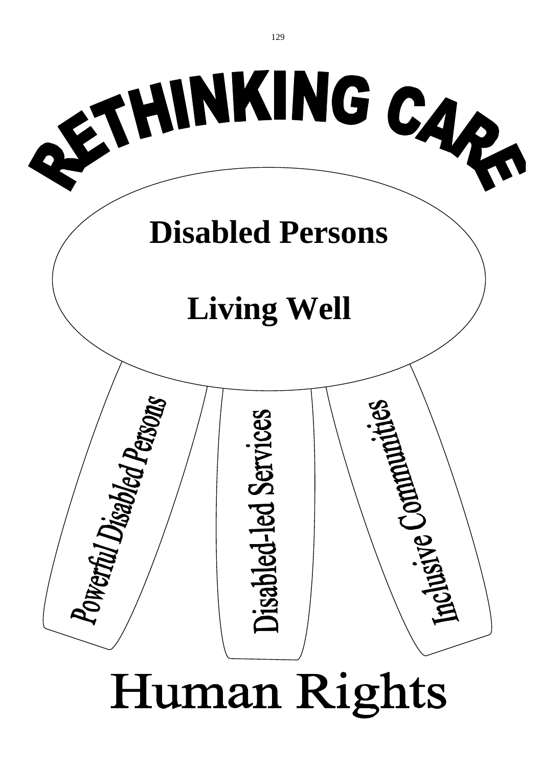# RETHINKING CARE

**Disabled Persons**

**Living Well**

Powerful Disabled Persons

Disabled-led Services

Inclusive Communities

Human Rights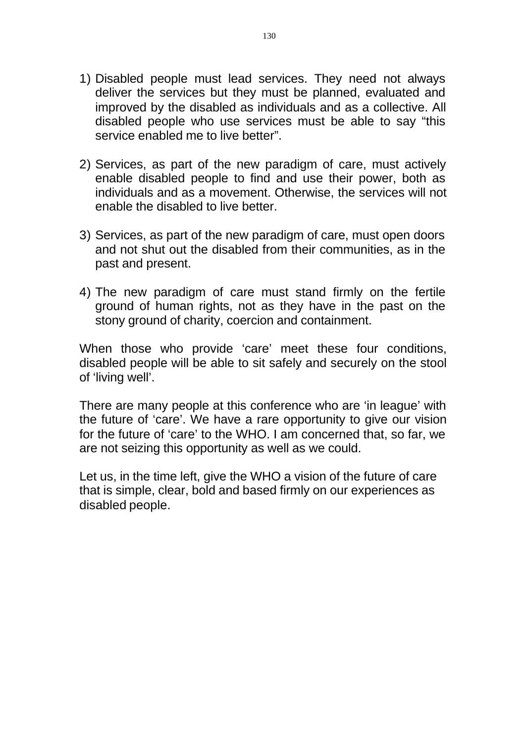1) Disabled people must lead services. They need not always deliver the services but they must be planned, evaluated and improved by the disabled as individuals and as a collective. All disabled people who use services must be able to say "this service enabled me to live better".

2) Services, as part of the new paradigm of care, must actively enable disabled people to find and use their power, both as individuals and as a movement. Otherwise, the services will not enable the disabled to live better.

3) Services, as part of the new paradigm of care, must open doors and not shut out the disabled from their communities, as in the past and present.

4) The new paradigm of care must stand firmly on the fertile ground of human rights, not as they have in the past on the stony ground of charity, coercion and containment.

When those who provide 'care' meet these four conditions, disabled people will be able to sit safely and securely on the stool of 'living well'.

There are many people at this conference who are 'in league' with the future of 'care'. We have a rare opportunity to give our vision for the future of 'care' to the WHO. I am concerned that, so far, we are not seizing this opportunity as well as we could.

Let us, in the time left, give the WHO a vision of the future of care that is simple, clear, bold and based firmly on our experiences as disabled people.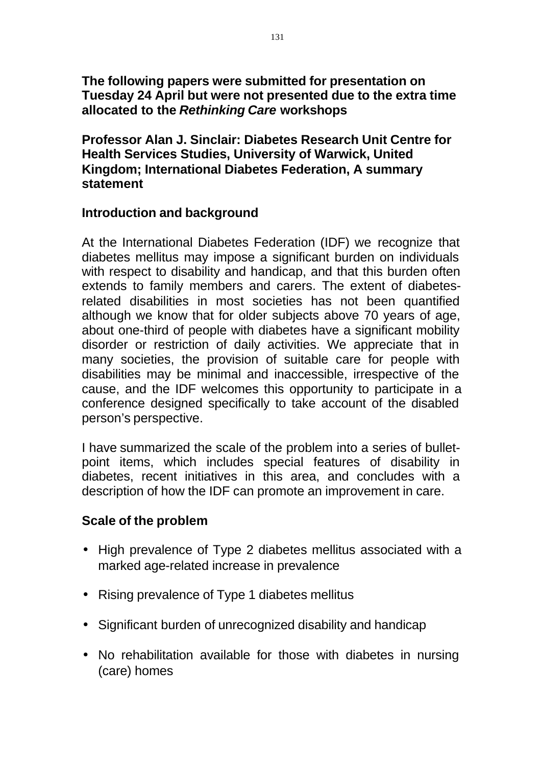**The following papers were submitted for presentation on Tuesday 24 April but were not presented due to the extra time allocated to the *Rethinking Care* workshops**

## Professor Alan J. Sinclair: Diabetes Research Unit Centre for Health Services Studies, University of Warwick, United Kingdom; International Diabetes Federation, A summary statement

### Introduction and background

At the International Diabetes Federation (IDF) we recognize that diabetes mellitus may impose a significant burden on individuals with respect to disability and handicap, and that this burden often extends to family members and carers. The extent of diabetes-related disabilities in most societies has not been quantified although we know that for older subjects above 70 years of age, about one-third of people with diabetes have a significant mobility disorder or restriction of daily activities. We appreciate that in many societies, the provision of suitable care for people with disabilities may be minimal and inaccessible, irrespective of the cause, and the IDF welcomes this opportunity to participate in a conference designed specifically to take account of the disabled person's perspective.

I have summarized the scale of the problem into a series of bullet-point items, which includes special features of disability in diabetes, recent initiatives in this area, and concludes with a description of how the IDF can promote an improvement in care.

### Scale of the problem

- High prevalence of Type 2 diabetes mellitus associated with a marked age-related increase in prevalence
- Rising prevalence of Type 1 diabetes mellitus
- Significant burden of unrecognized disability and handicap
- No rehabilitation available for those with diabetes in nursing (care) homes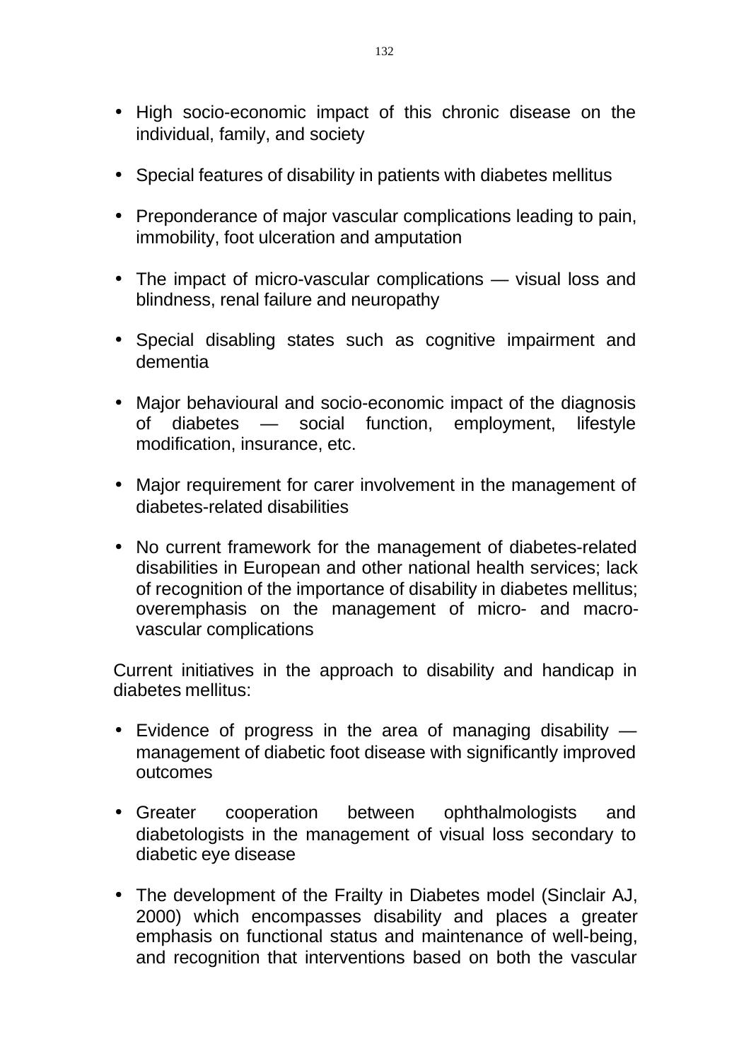- High socio-economic impact of this chronic disease on the individual, family, and society
- Special features of disability in patients with diabetes mellitus
- Preponderance of major vascular complications leading to pain, immobility, foot ulceration and amputation
- The impact of micro-vascular complications — visual loss and blindness, renal failure and neuropathy
- Special disabling states such as cognitive impairment and dementia
- Major behavioural and socio-economic impact of the diagnosis of diabetes — social function, employment, lifestyle modification, insurance, etc.
- Major requirement for carer involvement in the management of diabetes-related disabilities
- No current framework for the management of diabetes-related disabilities in European and other national health services; lack of recognition of the importance of disability in diabetes mellitus; overemphasis on the management of micro- and macro-vascular complications

Current initiatives in the approach to disability and handicap in diabetes mellitus:

- Evidence of progress in the area of managing disability — management of diabetic foot disease with significantly improved outcomes
- Greater cooperation between ophthalmologists and diabetologists in the management of visual loss secondary to diabetic eye disease
- The development of the Frailty in Diabetes model (Sinclair AJ, 2000) which encompasses disability and places a greater emphasis on functional status and maintenance of well-being, and recognition that interventions based on both the vascular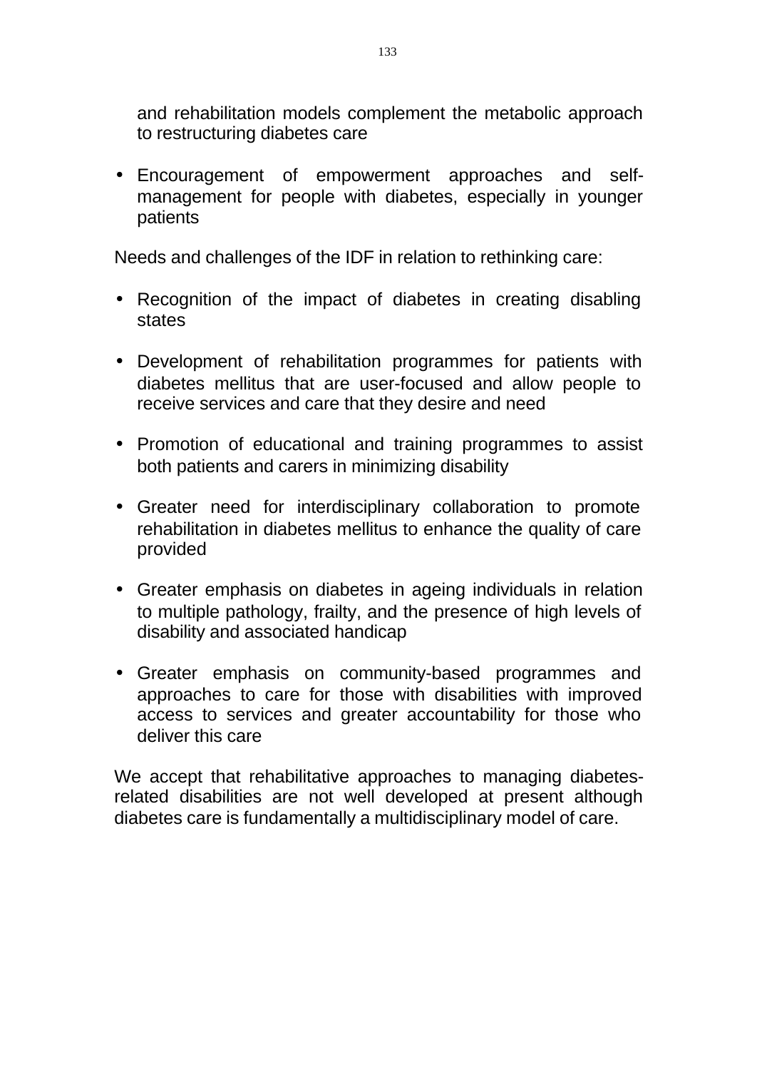and rehabilitation models complement the metabolic approach to restructuring diabetes care

- Encouragement of empowerment approaches and self-management for people with diabetes, especially in younger patients

Needs and challenges of the IDF in relation to rethinking care:

- Recognition of the impact of diabetes in creating disabling states
- Development of rehabilitation programmes for patients with diabetes mellitus that are user-focused and allow people to receive services and care that they desire and need
- Promotion of educational and training programmes to assist both patients and carers in minimizing disability
- Greater need for interdisciplinary collaboration to promote rehabilitation in diabetes mellitus to enhance the quality of care provided
- Greater emphasis on diabetes in ageing individuals in relation to multiple pathology, frailty, and the presence of high levels of disability and associated handicap
- Greater emphasis on community-based programmes and approaches to care for those with disabilities with improved access to services and greater accountability for those who deliver this care

We accept that rehabilitative approaches to managing diabetes-related disabilities are not well developed at present although diabetes care is fundamentally a multidisciplinary model of care.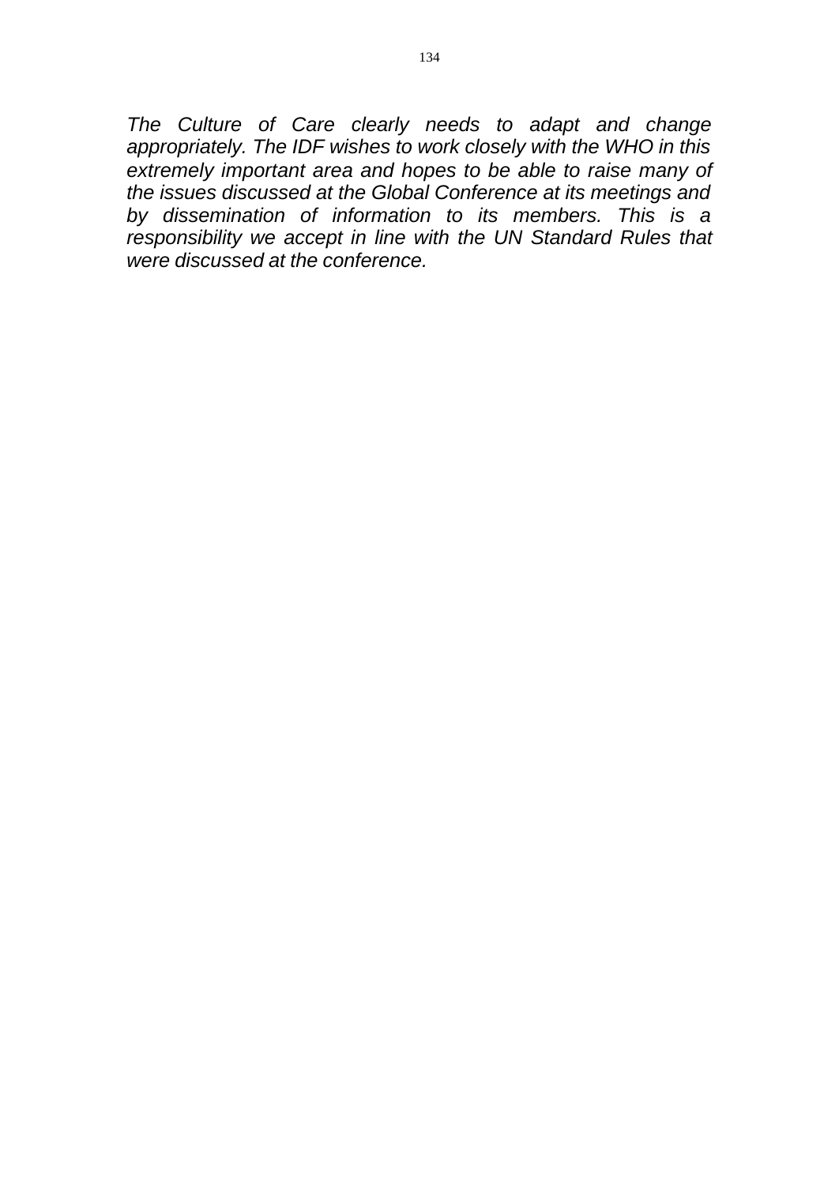*The Culture of Care clearly needs to adapt and change appropriately. The IDF wishes to work closely with the WHO in this extremely important area and hopes to be able to raise many of the issues discussed at the Global Conference at its meetings and by dissemination of information to its members. This is a responsibility we accept in line with the UN Standard Rules that were discussed at the conference.*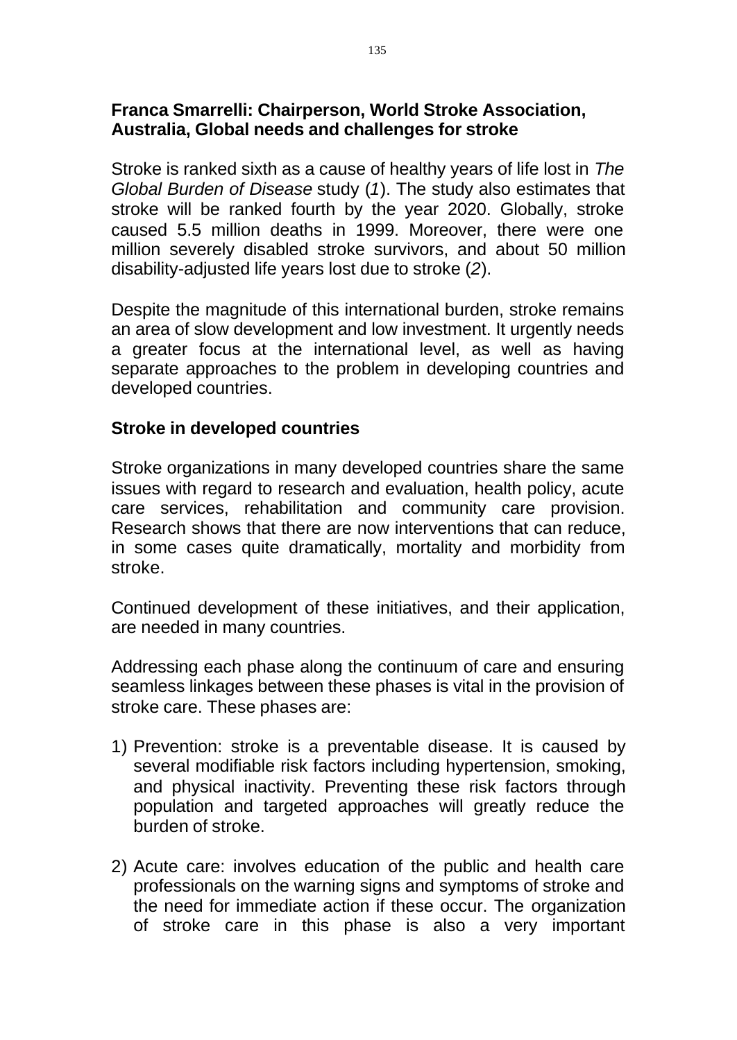### Franca Smarrelli: Chairperson, World Stroke Association, Australia, Global needs and challenges for stroke

Stroke is ranked sixth as a cause of healthy years of life lost in *The Global Burden of Disease* study (*1*). The study also estimates that stroke will be ranked fourth by the year 2020. Globally, stroke caused 5.5 million deaths in 1999. Moreover, there were one million severely disabled stroke survivors, and about 50 million disability-adjusted life years lost due to stroke (*2*).

Despite the magnitude of this international burden, stroke remains an area of slow development and low investment. It urgently needs a greater focus at the international level, as well as having separate approaches to the problem in developing countries and developed countries.

#### Stroke in developed countries

Stroke organizations in many developed countries share the same issues with regard to research and evaluation, health policy, acute care services, rehabilitation and community care provision. Research shows that there are now interventions that can reduce, in some cases quite dramatically, mortality and morbidity from stroke.

Continued development of these initiatives, and their application, are needed in many countries.

Addressing each phase along the continuum of care and ensuring seamless linkages between these phases is vital in the provision of stroke care. These phases are:

1) Prevention: stroke is a preventable disease. It is caused by several modifiable risk factors including hypertension, smoking, and physical inactivity. Preventing these risk factors through population and targeted approaches will greatly reduce the burden of stroke.

2) Acute care: involves education of the public and health care professionals on the warning signs and symptoms of stroke and the need for immediate action if these occur. The organization of stroke care in this phase is also a very important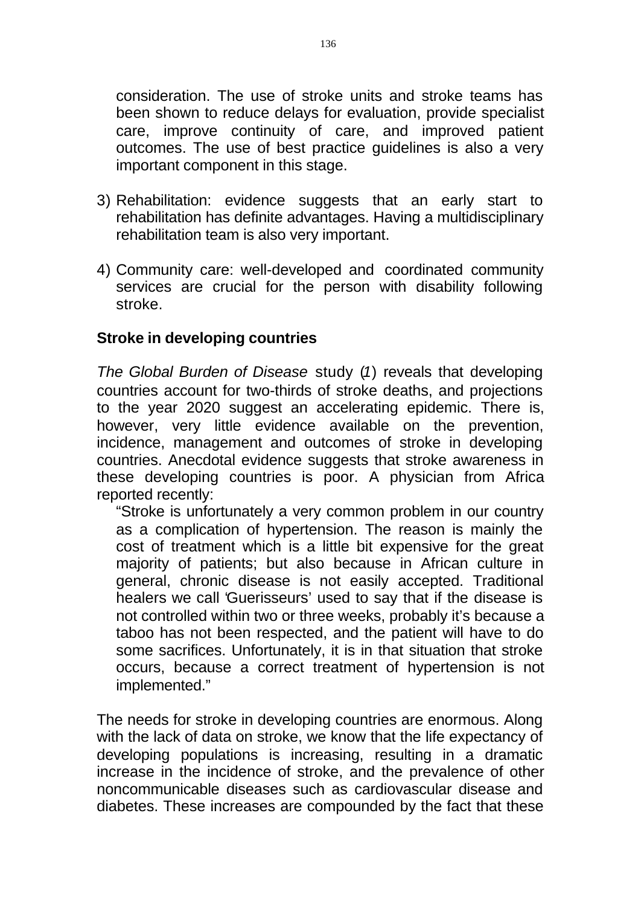consideration. The use of stroke units and stroke teams has been shown to reduce delays for evaluation, provide specialist care, improve continuity of care, and improved patient outcomes. The use of best practice guidelines is also a very important component in this stage.

3) Rehabilitation: evidence suggests that an early start to rehabilitation has definite advantages. Having a multidisciplinary rehabilitation team is also very important.

4) Community care: well-developed and coordinated community services are crucial for the person with disability following stroke.

## Stroke in developing countries

*The Global Burden of Disease* study (*1*) reveals that developing countries account for two-thirds of stroke deaths, and projections to the year 2020 suggest an accelerating epidemic. There is, however, very little evidence available on the prevention, incidence, management and outcomes of stroke in developing countries. Anecdotal evidence suggests that stroke awareness in these developing countries is poor. A physician from Africa reported recently:

> "Stroke is unfortunately a very common problem in our country as a complication of hypertension. The reason is mainly the cost of treatment which is a little bit expensive for the great majority of patients; but also because in African culture in general, chronic disease is not easily accepted. Traditional healers we call 'Guerisseurs' used to say that if the disease is not controlled within two or three weeks, probably it's because a taboo has not been respected, and the patient will have to do some sacrifices. Unfortunately, it is in that situation that stroke occurs, because a correct treatment of hypertension is not implemented."

The needs for stroke in developing countries are enormous. Along with the lack of data on stroke, we know that the life expectancy of developing populations is increasing, resulting in a dramatic increase in the incidence of stroke, and the prevalence of other noncommunicable diseases such as cardiovascular disease and diabetes. These increases are compounded by the fact that these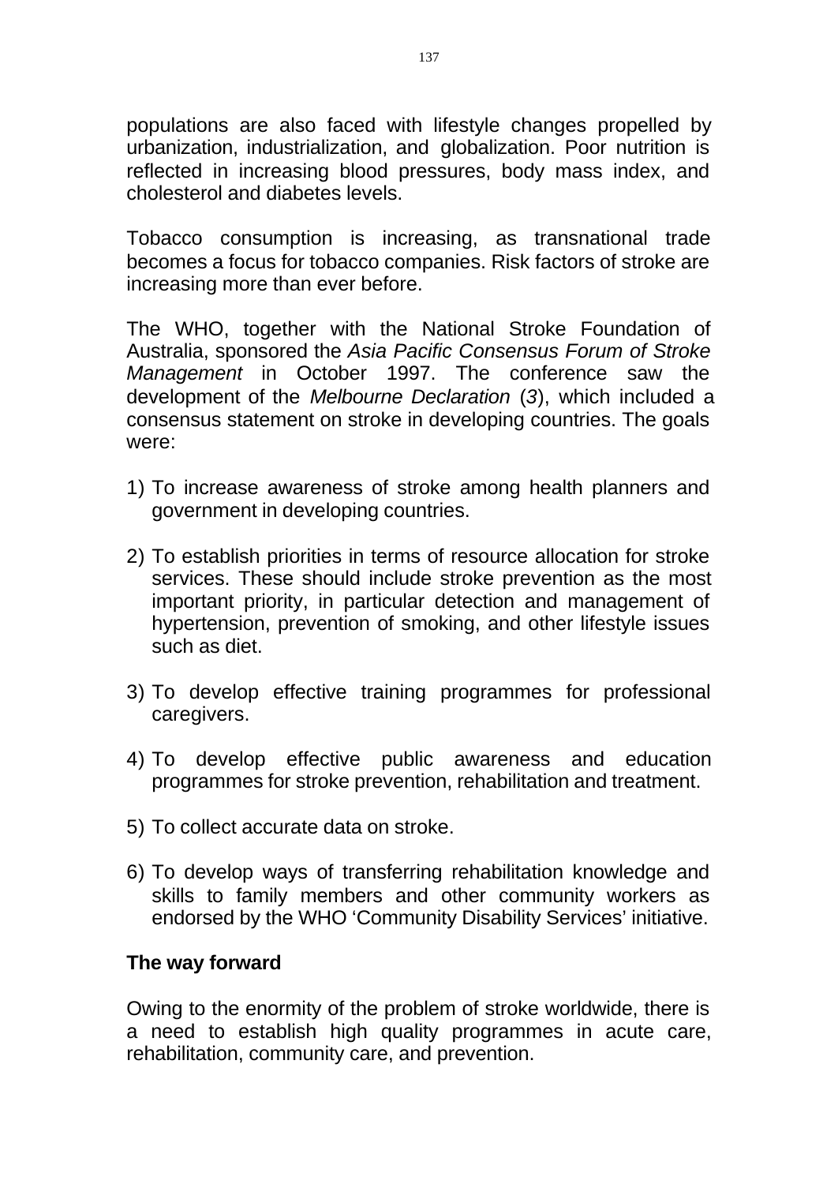populations are also faced with lifestyle changes propelled by urbanization, industrialization, and globalization. Poor nutrition is reflected in increasing blood pressures, body mass index, and cholesterol and diabetes levels.

Tobacco consumption is increasing, as transnational trade becomes a focus for tobacco companies. Risk factors of stroke are increasing more than ever before.

The WHO, together with the National Stroke Foundation of Australia, sponsored the *Asia Pacific Consensus Forum of Stroke Management* in October 1997. The conference saw the development of the *Melbourne Declaration* (*3*), which included a consensus statement on stroke in developing countries. The goals were:

1) To increase awareness of stroke among health planners and government in developing countries.

2) To establish priorities in terms of resource allocation for stroke services. These should include stroke prevention as the most important priority, in particular detection and management of hypertension, prevention of smoking, and other lifestyle issues such as diet.

3) To develop effective training programmes for professional caregivers.

4) To develop effective public awareness and education programmes for stroke prevention, rehabilitation and treatment.

5) To collect accurate data on stroke.

6) To develop ways of transferring rehabilitation knowledge and skills to family members and other community workers as endorsed by the WHO 'Community Disability Services' initiative.

**The way forward**

Owing to the enormity of the problem of stroke worldwide, there is a need to establish high quality programmes in acute care, rehabilitation, community care, and prevention.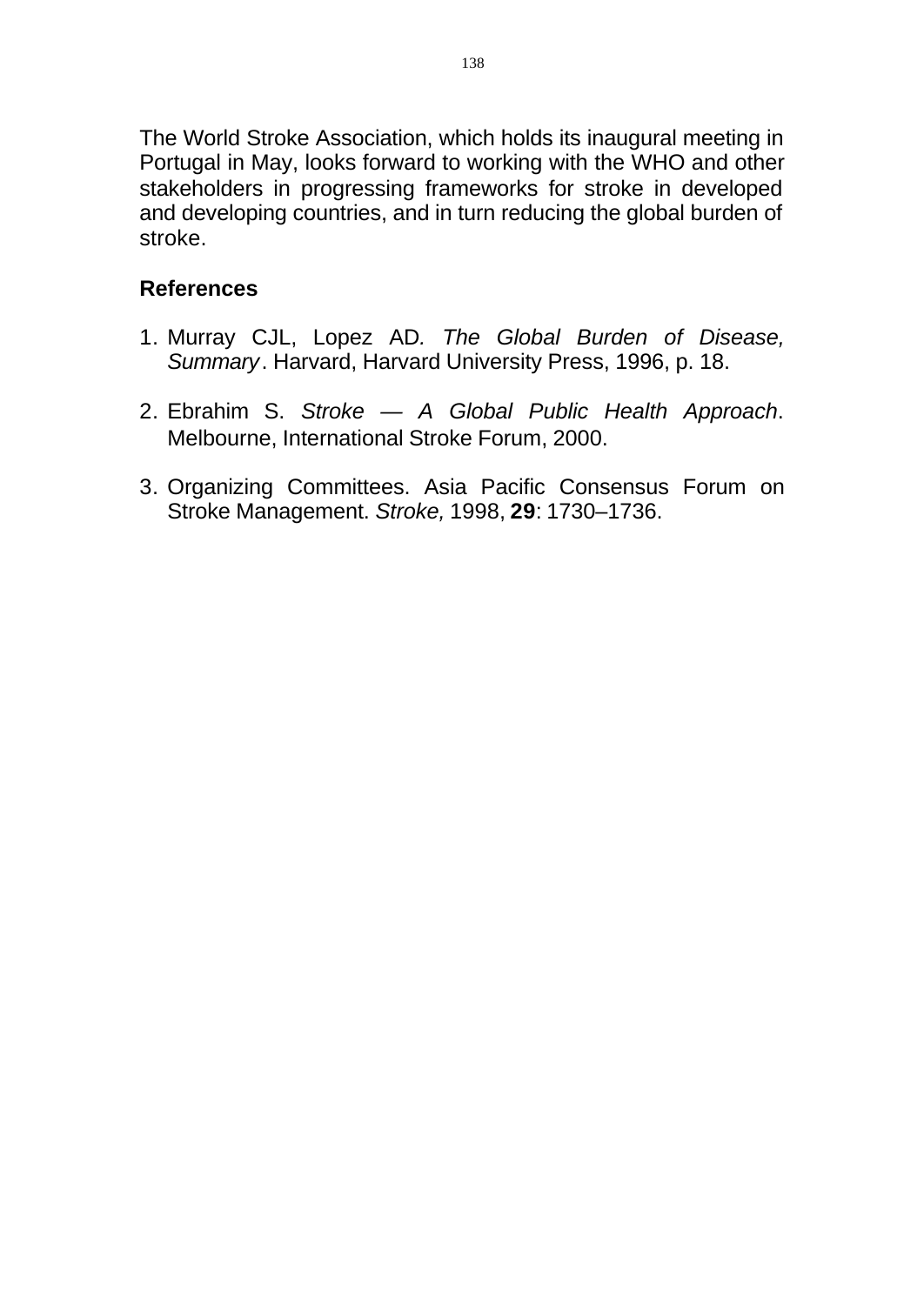The World Stroke Association, which holds its inaugural meeting in Portugal in May, looks forward to working with the WHO and other stakeholders in progressing frameworks for stroke in developed and developing countries, and in turn reducing the global burden of stroke.

## References

1. Murray CJL, Lopez AD*. The Global Burden of Disease, Summary*. Harvard, Harvard University Press, 1996, p. 18.

2. Ebrahim S. *Stroke — A Global Public Health Approach*. Melbourne, International Stroke Forum, 2000.

3. Organizing Committees. Asia Pacific Consensus Forum on Stroke Management. *Stroke,* 1998, **29**: 1730–1736.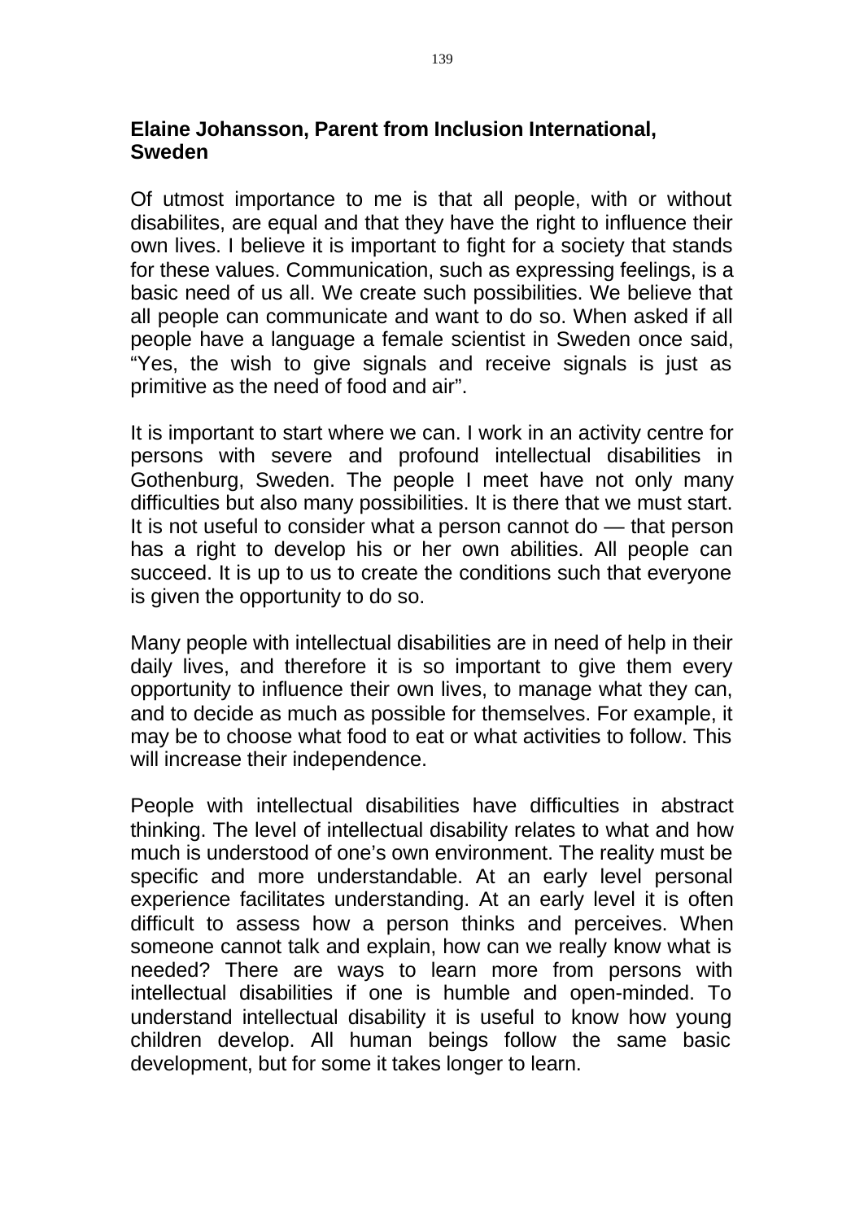**Elaine Johansson, Parent from Inclusion International, Sweden**

Of utmost importance to me is that all people, with or without disabilites, are equal and that they have the right to influence their own lives. I believe it is important to fight for a society that stands for these values. Communication, such as expressing feelings, is a basic need of us all. We create such possibilities. We believe that all people can communicate and want to do so. When asked if all people have a language a female scientist in Sweden once said, "Yes, the wish to give signals and receive signals is just as primitive as the need of food and air".

It is important to start where we can. I work in an activity centre for persons with severe and profound intellectual disabilities in Gothenburg, Sweden. The people I meet have not only many difficulties but also many possibilities. It is there that we must start. It is not useful to consider what a person cannot do — that person has a right to develop his or her own abilities. All people can succeed. It is up to us to create the conditions such that everyone is given the opportunity to do so.

Many people with intellectual disabilities are in need of help in their daily lives, and therefore it is so important to give them every opportunity to influence their own lives, to manage what they can, and to decide as much as possible for themselves. For example, it may be to choose what food to eat or what activities to follow. This will increase their independence.

People with intellectual disabilities have difficulties in abstract thinking. The level of intellectual disability relates to what and how much is understood of one's own environment. The reality must be specific and more understandable. At an early level personal experience facilitates understanding. At an early level it is often difficult to assess how a person thinks and perceives. When someone cannot talk and explain, how can we really know what is needed? There are ways to learn more from persons with intellectual disabilities if one is humble and open-minded. To understand intellectual disability it is useful to know how young children develop. All human beings follow the same basic development, but for some it takes longer to learn.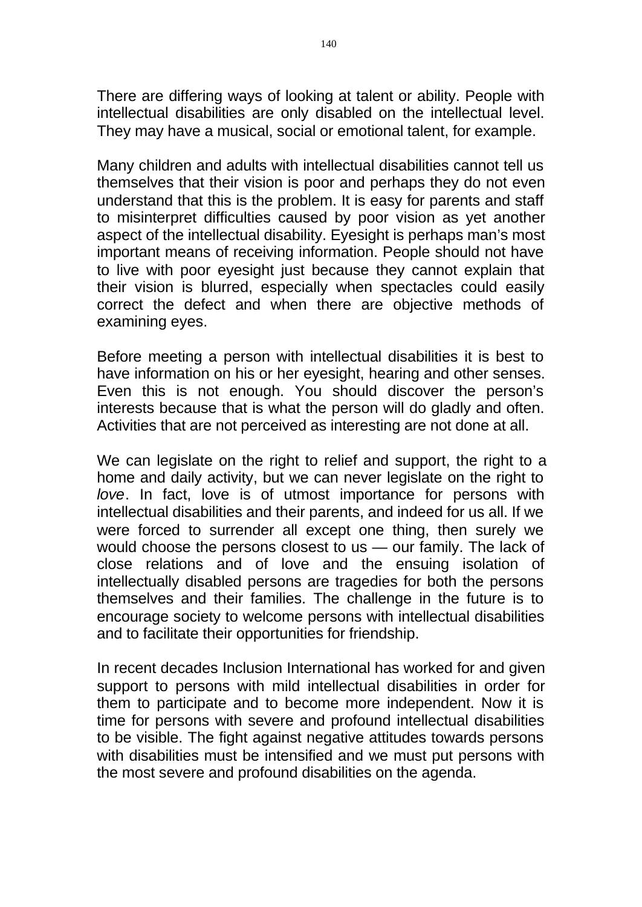There are differing ways of looking at talent or ability. People with intellectual disabilities are only disabled on the intellectual level. They may have a musical, social or emotional talent, for example.

Many children and adults with intellectual disabilities cannot tell us themselves that their vision is poor and perhaps they do not even understand that this is the problem. It is easy for parents and staff to misinterpret difficulties caused by poor vision as yet another aspect of the intellectual disability. Eyesight is perhaps man's most important means of receiving information. People should not have to live with poor eyesight just because they cannot explain that their vision is blurred, especially when spectacles could easily correct the defect and when there are objective methods of examining eyes.

Before meeting a person with intellectual disabilities it is best to have information on his or her eyesight, hearing and other senses. Even this is not enough. You should discover the person's interests because that is what the person will do gladly and often. Activities that are not perceived as interesting are not done at all.

We can legislate on the right to relief and support, the right to a home and daily activity, but we can never legislate on the right to *love*. In fact, love is of utmost importance for persons with intellectual disabilities and their parents, and indeed for us all. If we were forced to surrender all except one thing, then surely we would choose the persons closest to us — our family. The lack of close relations and of love and the ensuing isolation of intellectually disabled persons are tragedies for both the persons themselves and their families. The challenge in the future is to encourage society to welcome persons with intellectual disabilities and to facilitate their opportunities for friendship.

In recent decades Inclusion International has worked for and given support to persons with mild intellectual disabilities in order for them to participate and to become more independent. Now it is time for persons with severe and profound intellectual disabilities to be visible. The fight against negative attitudes towards persons with disabilities must be intensified and we must put persons with the most severe and profound disabilities on the agenda.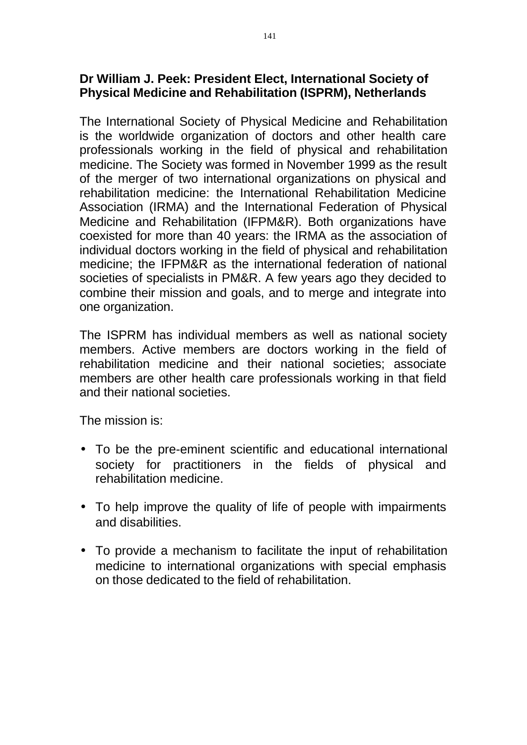**Dr William J. Peek: President Elect, International Society of Physical Medicine and Rehabilitation (ISPRM), Netherlands**

The International Society of Physical Medicine and Rehabilitation is the worldwide organization of doctors and other health care professionals working in the field of physical and rehabilitation medicine. The Society was formed in November 1999 as the result of the merger of two international organizations on physical and rehabilitation medicine: the International Rehabilitation Medicine Association (IRMA) and the International Federation of Physical Medicine and Rehabilitation (IFPM&R). Both organizations have coexisted for more than 40 years: the IRMA as the association of individual doctors working in the field of physical and rehabilitation medicine; the IFPM&R as the international federation of national societies of specialists in PM&R. A few years ago they decided to combine their mission and goals, and to merge and integrate into one organization.

The ISPRM has individual members as well as national society members. Active members are doctors working in the field of rehabilitation medicine and their national societies; associate members are other health care professionals working in that field and their national societies.

The mission is:

- To be the pre-eminent scientific and educational international society for practitioners in the fields of physical and rehabilitation medicine.
- To help improve the quality of life of people with impairments and disabilities.
- To provide a mechanism to facilitate the input of rehabilitation medicine to international organizations with special emphasis on those dedicated to the field of rehabilitation.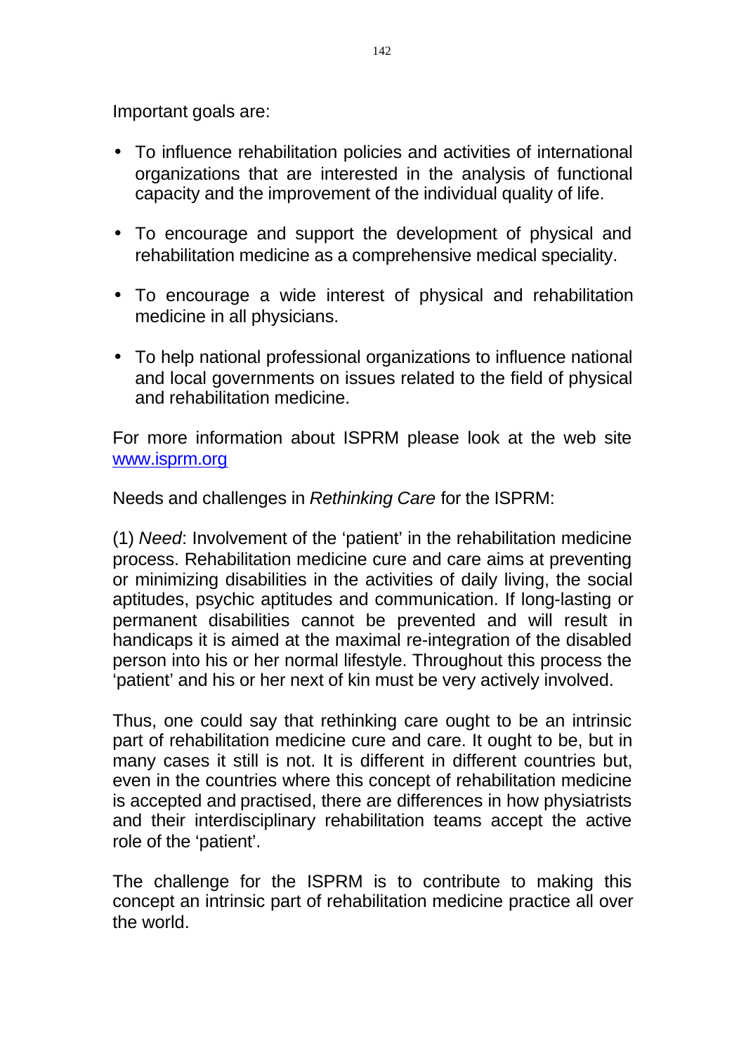Important goals are:

- To influence rehabilitation policies and activities of international organizations that are interested in the analysis of functional capacity and the improvement of the individual quality of life.
- To encourage and support the development of physical and rehabilitation medicine as a comprehensive medical speciality.
- To encourage a wide interest of physical and rehabilitation medicine in all physicians.
- To help national professional organizations to influence national and local governments on issues related to the field of physical and rehabilitation medicine.

For more information about ISPRM please look at the web site [www.isprm.org](http://www.isprm.org)

Needs and challenges in *Rethinking Care* for the ISPRM:

(1) *Need*: Involvement of the 'patient' in the rehabilitation medicine process. Rehabilitation medicine cure and care aims at preventing or minimizing disabilities in the activities of daily living, the social aptitudes, psychic aptitudes and communication. If long-lasting or permanent disabilities cannot be prevented and will result in handicaps it is aimed at the maximal re-integration of the disabled person into his or her normal lifestyle. Throughout this process the 'patient' and his or her next of kin must be very actively involved.

Thus, one could say that rethinking care ought to be an intrinsic part of rehabilitation medicine cure and care. It ought to be, but in many cases it still is not. It is different in different countries but, even in the countries where this concept of rehabilitation medicine is accepted and practised, there are differences in how physiatrists and their interdisciplinary rehabilitation teams accept the active role of the 'patient'.

The challenge for the ISPRM is to contribute to making this concept an intrinsic part of rehabilitation medicine practice all over the world.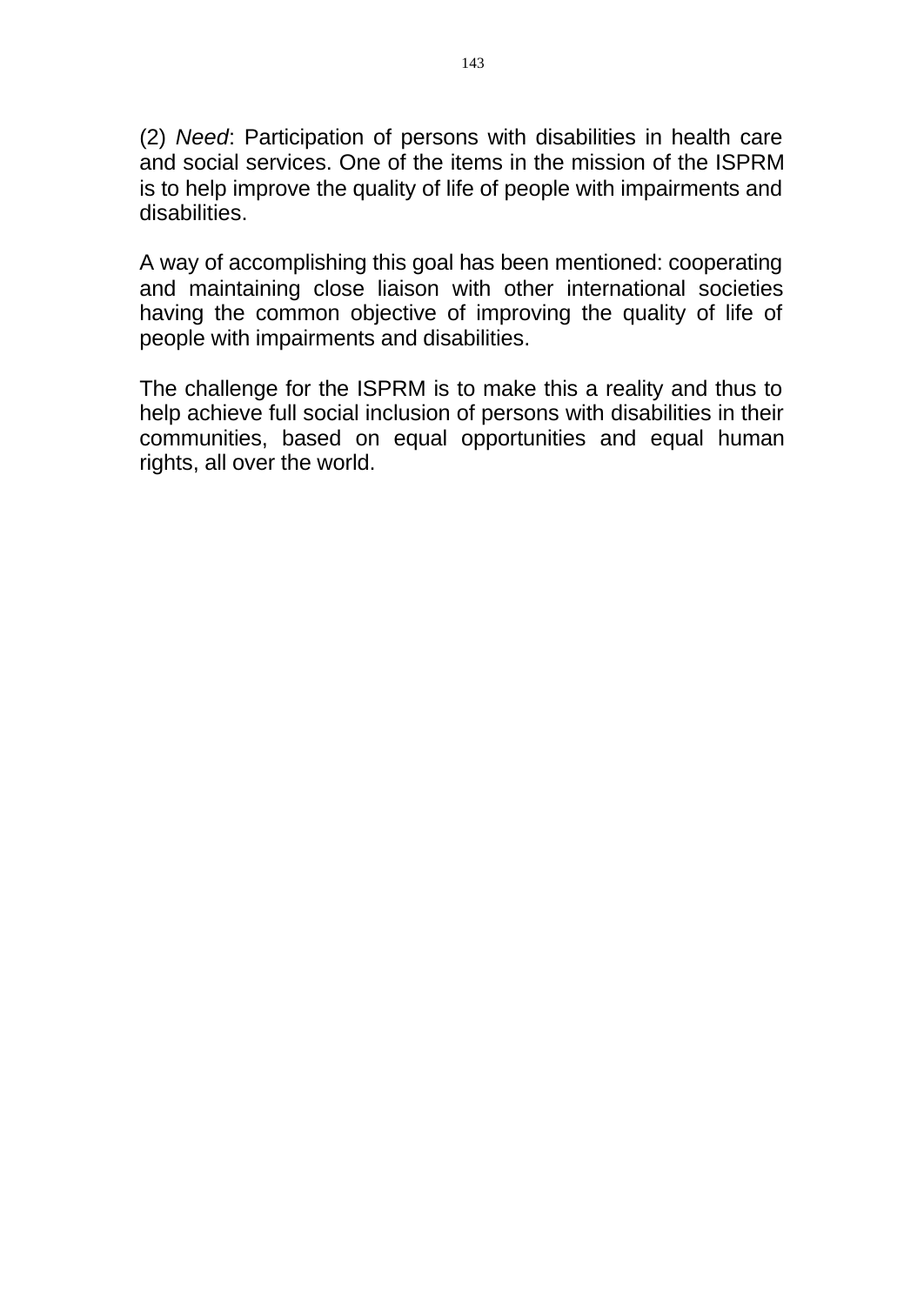(2) *Need*: Participation of persons with disabilities in health care and social services. One of the items in the mission of the ISPRM is to help improve the quality of life of people with impairments and disabilities.

A way of accomplishing this goal has been mentioned: cooperating and maintaining close liaison with other international societies having the common objective of improving the quality of life of people with impairments and disabilities.

The challenge for the ISPRM is to make this a reality and thus to help achieve full social inclusion of persons with disabilities in their communities, based on equal opportunities and equal human rights, all over the world.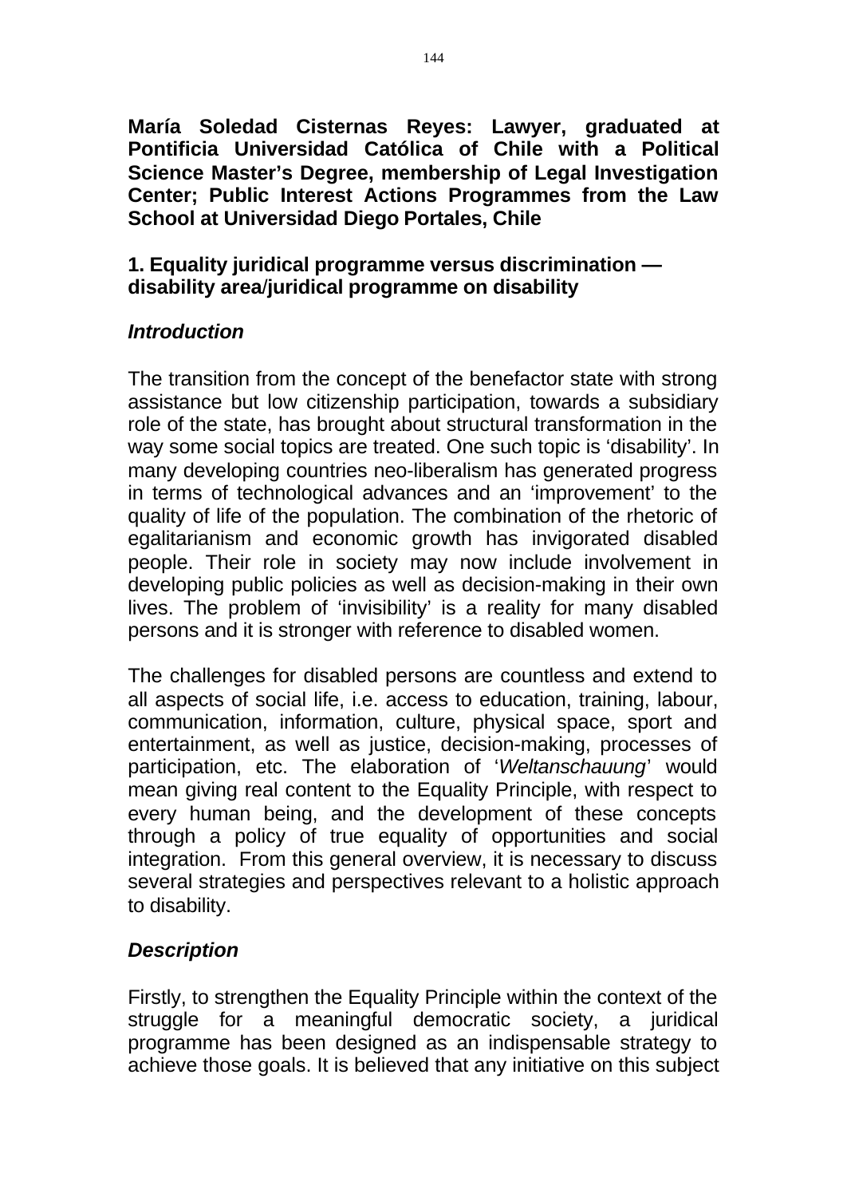**María Soledad Cisternas Reyes: Lawyer, graduated at Pontificia Universidad Católica of Chile with a Political Science Master's Degree, membership of Legal Investigation Center; Public Interest Actions Programmes from the Law School at Universidad Diego Portales, Chile**

## 1. Equality juridical programme versus discrimination — disability area/juridical programme on disability

### *Introduction*

The transition from the concept of the benefactor state with strong assistance but low citizenship participation, towards a subsidiary role of the state, has brought about structural transformation in the way some social topics are treated. One such topic is 'disability'. In many developing countries neo-liberalism has generated progress in terms of technological advances and an 'improvement' to the quality of life of the population. The combination of the rhetoric of egalitarianism and economic growth has invigorated disabled people. Their role in society may now include involvement in developing public policies as well as decision-making in their own lives. The problem of 'invisibility' is a reality for many disabled persons and it is stronger with reference to disabled women.

The challenges for disabled persons are countless and extend to all aspects of social life, i.e. access to education, training, labour, communication, information, culture, physical space, sport and entertainment, as well as justice, decision-making, processes of participation, etc. The elaboration of '*Weltanschauung*' would mean giving real content to the Equality Principle, with respect to every human being, and the development of these concepts through a policy of true equality of opportunities and social integration. From this general overview, it is necessary to discuss several strategies and perspectives relevant to a holistic approach to disability.

### *Description*

Firstly, to strengthen the Equality Principle within the context of the struggle for a meaningful democratic society, a juridical programme has been designed as an indispensable strategy to achieve those goals. It is believed that any initiative on this subject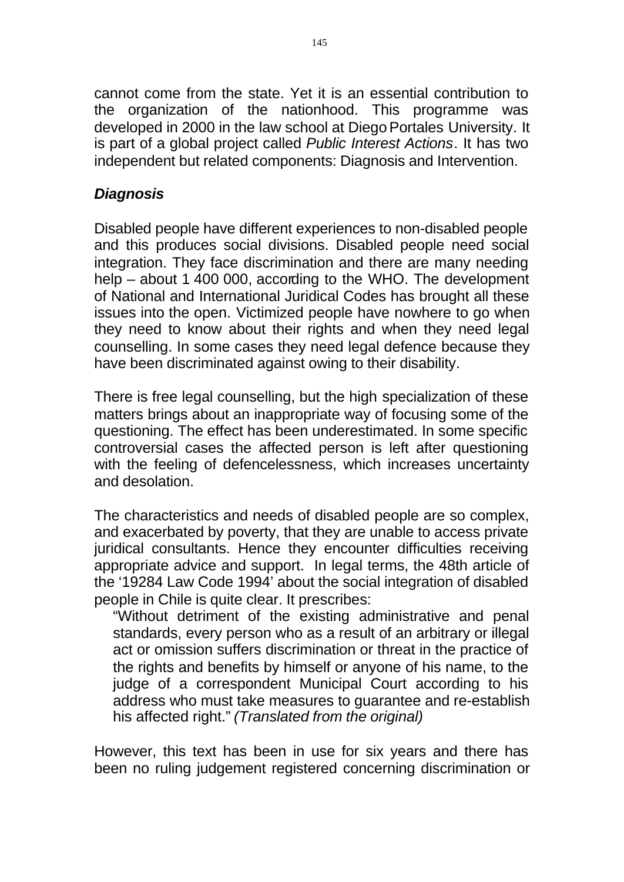cannot come from the state. Yet it is an essential contribution to the organization of the nationhood. This programme was developed in 2000 in the law school at Diego Portales University. It is part of a global project called *Public Interest Actions*. It has two independent but related components: Diagnosis and Intervention.

### *Diagnosis*

Disabled people have different experiences to non-disabled people and this produces social divisions. Disabled people need social integration. They face discrimination and there are many needing help – about 1 400 000, according to the WHO. The development of National and International Juridical Codes has brought all these issues into the open. Victimized people have nowhere to go when they need to know about their rights and when they need legal counselling. In some cases they need legal defence because they have been discriminated against owing to their disability.

There is free legal counselling, but the high specialization of these matters brings about an inappropriate way of focusing some of the questioning. The effect has been underestimated. In some specific controversial cases the affected person is left after questioning with the feeling of defencelessness, which increases uncertainty and desolation.

The characteristics and needs of disabled people are so complex, and exacerbated by poverty, that they are unable to access private juridical consultants. Hence they encounter difficulties receiving appropriate advice and support. In legal terms, the 48th article of the '19284 Law Code 1994' about the social integration of disabled people in Chile is quite clear. It prescribes:

> "Without detriment of the existing administrative and penal standards, every person who as a result of an arbitrary or illegal act or omission suffers discrimination or threat in the practice of the rights and benefits by himself or anyone of his name, to the judge of a correspondent Municipal Court according to his address who must take measures to guarantee and re-establish his affected right." *(Translated from the original)*

However, this text has been in use for six years and there has been no ruling judgement registered concerning discrimination or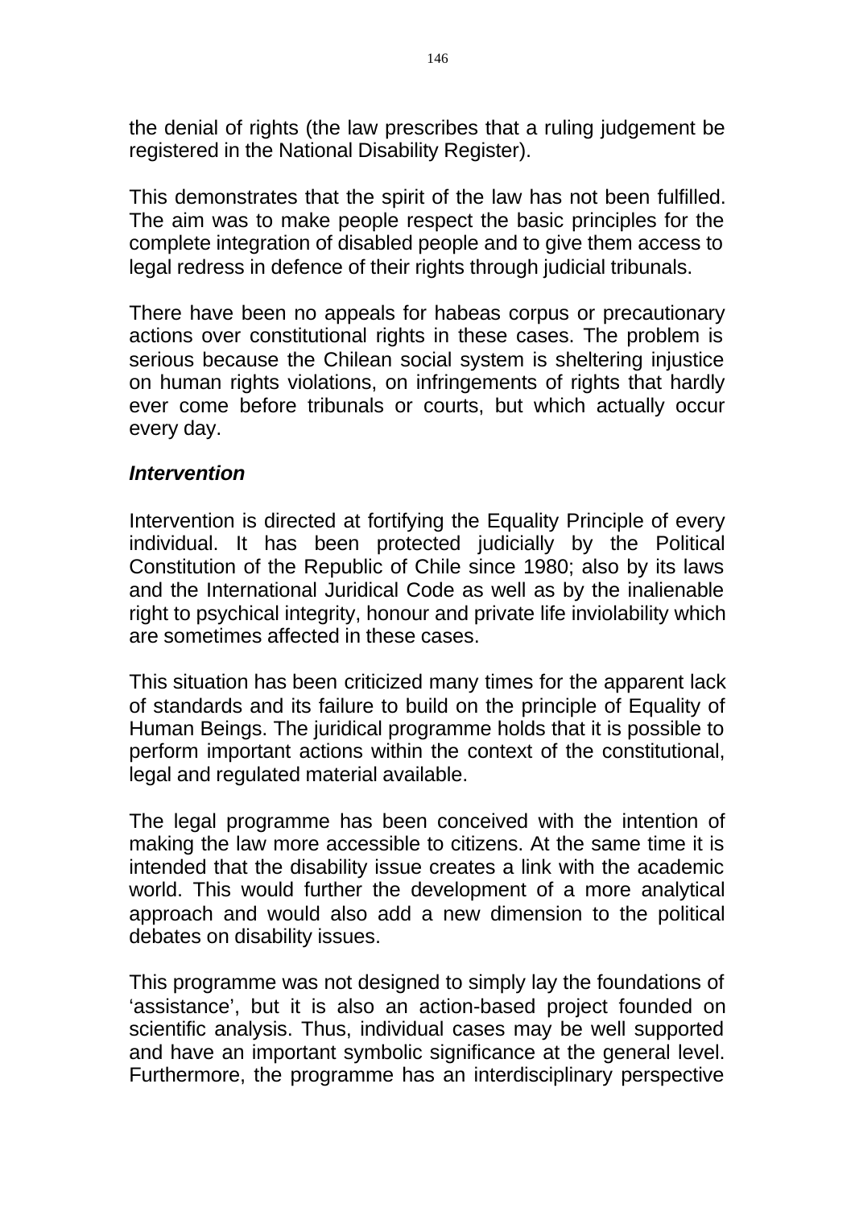the denial of rights (the law prescribes that a ruling judgement be registered in the National Disability Register).

This demonstrates that the spirit of the law has not been fulfilled. The aim was to make people respect the basic principles for the complete integration of disabled people and to give them access to legal redress in defence of their rights through judicial tribunals.

There have been no appeals for habeas corpus or precautionary actions over constitutional rights in these cases. The problem is serious because the Chilean social system is sheltering injustice on human rights violations, on infringements of rights that hardly ever come before tribunals or courts, but which actually occur every day.

### *Intervention*

Intervention is directed at fortifying the Equality Principle of every individual. It has been protected judicially by the Political Constitution of the Republic of Chile since 1980; also by its laws and the International Juridical Code as well as by the inalienable right to psychical integrity, honour and private life inviolability which are sometimes affected in these cases.

This situation has been criticized many times for the apparent lack of standards and its failure to build on the principle of Equality of Human Beings. The juridical programme holds that it is possible to perform important actions within the context of the constitutional, legal and regulated material available.

The legal programme has been conceived with the intention of making the law more accessible to citizens. At the same time it is intended that the disability issue creates a link with the academic world. This would further the development of a more analytical approach and would also add a new dimension to the political debates on disability issues.

This programme was not designed to simply lay the foundations of 'assistance', but it is also an action-based project founded on scientific analysis. Thus, individual cases may be well supported and have an important symbolic significance at the general level. Furthermore, the programme has an interdisciplinary perspective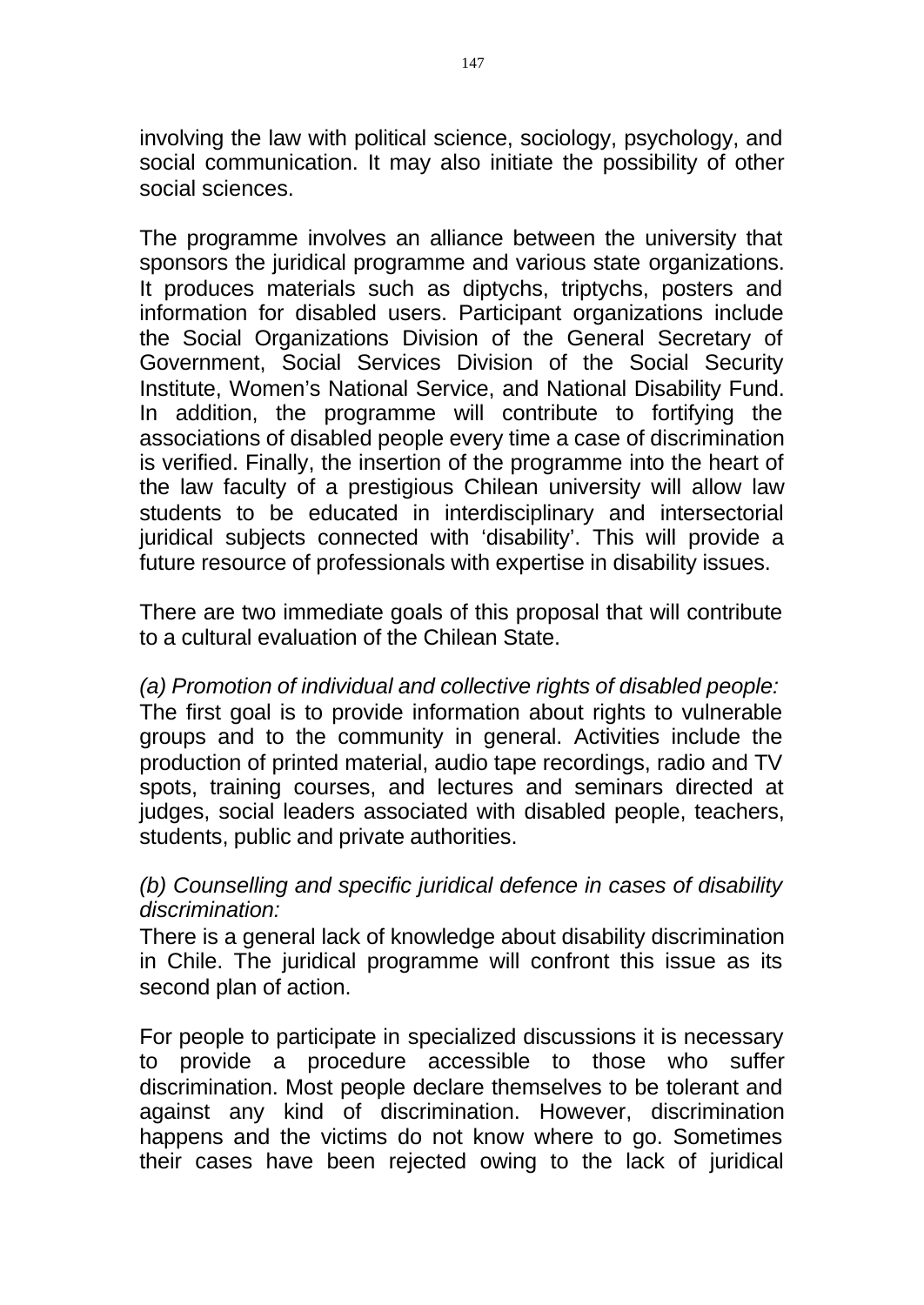involving the law with political science, sociology, psychology, and social communication. It may also initiate the possibility of other social sciences.

The programme involves an alliance between the university that sponsors the juridical programme and various state organizations. It produces materials such as diptychs, triptychs, posters and information for disabled users. Participant organizations include the Social Organizations Division of the General Secretary of Government, Social Services Division of the Social Security Institute, Women's National Service, and National Disability Fund. In addition, the programme will contribute to fortifying the associations of disabled people every time a case of discrimination is verified. Finally, the insertion of the programme into the heart of the law faculty of a prestigious Chilean university will allow law students to be educated in interdisciplinary and intersectorial juridical subjects connected with 'disability'. This will provide a future resource of professionals with expertise in disability issues.

There are two immediate goals of this proposal that will contribute to a cultural evaluation of the Chilean State.

*(a) Promotion of individual and collective rights of disabled people:* The first goal is to provide information about rights to vulnerable groups and to the community in general. Activities include the production of printed material, audio tape recordings, radio and TV spots, training courses, and lectures and seminars directed at judges, social leaders associated with disabled people, teachers, students, public and private authorities.

*(b) Counselling and specific juridical defence in cases of disability discrimination:*
There is a general lack of knowledge about disability discrimination in Chile. The juridical programme will confront this issue as its second plan of action.

For people to participate in specialized discussions it is necessary to provide a procedure accessible to those who suffer discrimination. Most people declare themselves to be tolerant and against any kind of discrimination. However, discrimination happens and the victims do not know where to go. Sometimes their cases have been rejected owing to the lack of juridical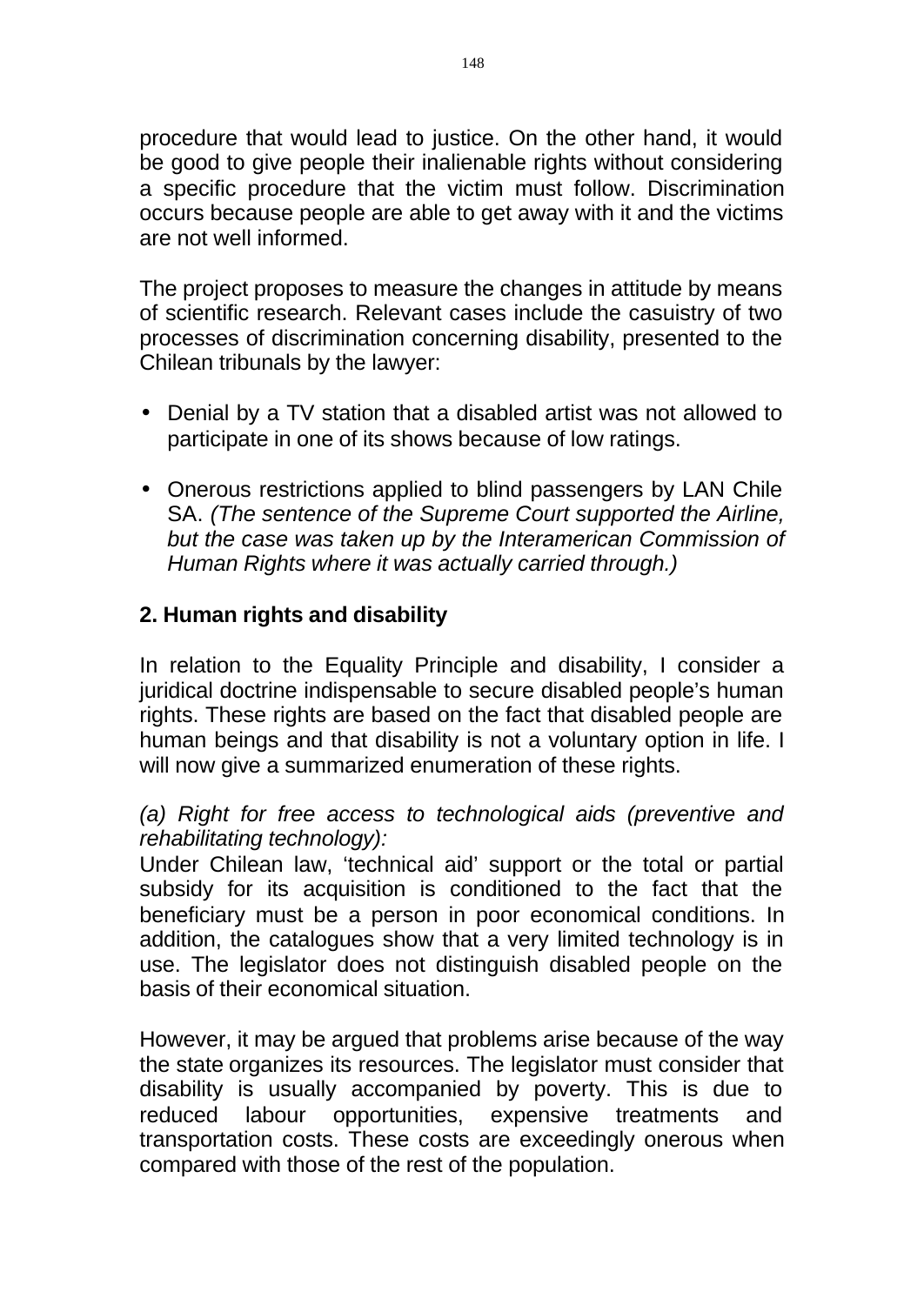procedure that would lead to justice. On the other hand, it would be good to give people their inalienable rights without considering a specific procedure that the victim must follow. Discrimination occurs because people are able to get away with it and the victims are not well informed.

The project proposes to measure the changes in attitude by means of scientific research. Relevant cases include the casuistry of two processes of discrimination concerning disability, presented to the Chilean tribunals by the lawyer:

- Denial by a TV station that a disabled artist was not allowed to participate in one of its shows because of low ratings.
- Onerous restrictions applied to blind passengers by LAN Chile SA. *(The sentence of the Supreme Court supported the Airline, but the case was taken up by the Interamerican Commission of Human Rights where it was actually carried through.)*

## 2. Human rights and disability

In relation to the Equality Principle and disability, I consider a juridical doctrine indispensable to secure disabled people's human rights. These rights are based on the fact that disabled people are human beings and that disability is not a voluntary option in life. I will now give a summarized enumeration of these rights.

*(a) Right for free access to technological aids (preventive and rehabilitating technology):*
Under Chilean law, 'technical aid' support or the total or partial subsidy for its acquisition is conditioned to the fact that the beneficiary must be a person in poor economical conditions. In addition, the catalogues show that a very limited technology is in use. The legislator does not distinguish disabled people on the basis of their economical situation.

However, it may be argued that problems arise because of the way the state organizes its resources. The legislator must consider that disability is usually accompanied by poverty. This is due to reduced labour opportunities, expensive treatments and transportation costs. These costs are exceedingly onerous when compared with those of the rest of the population.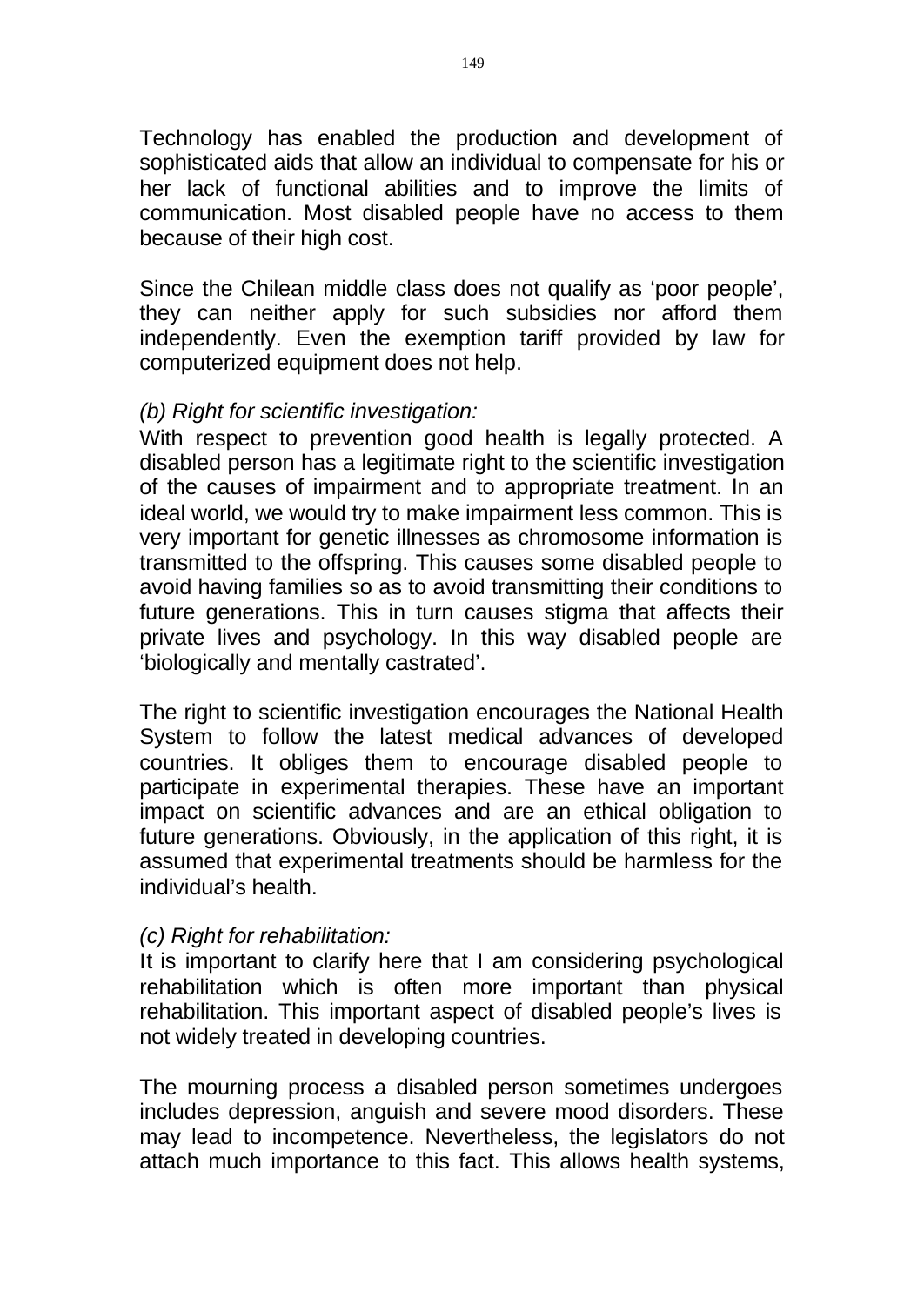Technology has enabled the production and development of sophisticated aids that allow an individual to compensate for his or her lack of functional abilities and to improve the limits of communication. Most disabled people have no access to them because of their high cost.

Since the Chilean middle class does not qualify as 'poor people', they can neither apply for such subsidies nor afford them independently. Even the exemption tariff provided by law for computerized equipment does not help.

*(b) Right for scientific investigation:*
With respect to prevention good health is legally protected. A disabled person has a legitimate right to the scientific investigation of the causes of impairment and to appropriate treatment. In an ideal world, we would try to make impairment less common. This is very important for genetic illnesses as chromosome information is transmitted to the offspring. This causes some disabled people to avoid having families so as to avoid transmitting their conditions to future generations. This in turn causes stigma that affects their private lives and psychology. In this way disabled people are 'biologically and mentally castrated'.

The right to scientific investigation encourages the National Health System to follow the latest medical advances of developed countries. It obliges them to encourage disabled people to participate in experimental therapies. These have an important impact on scientific advances and are an ethical obligation to future generations. Obviously, in the application of this right, it is assumed that experimental treatments should be harmless for the individual's health.

*(c) Right for rehabilitation:*
It is important to clarify here that I am considering psychological rehabilitation which is often more important than physical rehabilitation. This important aspect of disabled people's lives is not widely treated in developing countries.

The mourning process a disabled person sometimes undergoes includes depression, anguish and severe mood disorders. These may lead to incompetence. Nevertheless, the legislators do not attach much importance to this fact. This allows health systems,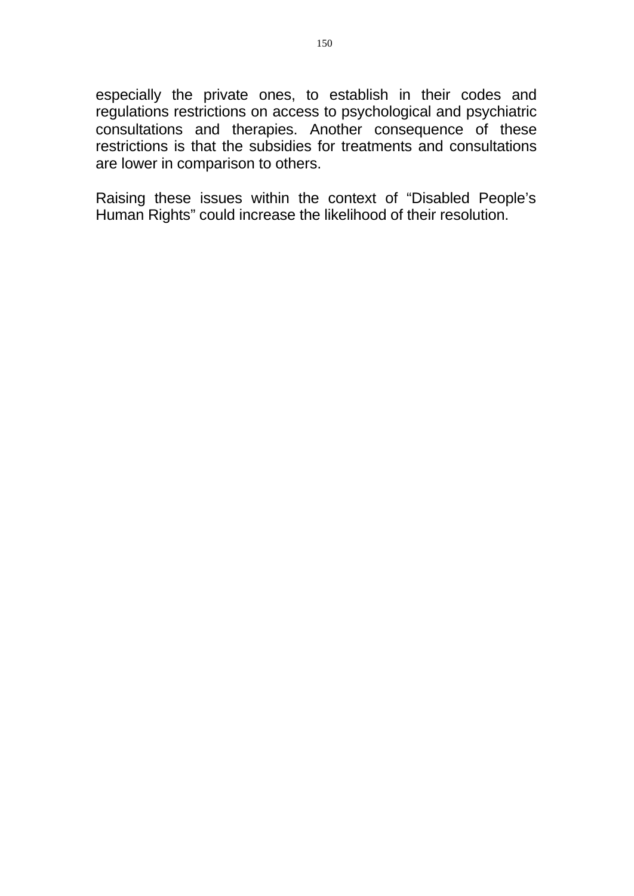especially the private ones, to establish in their codes and regulations restrictions on access to psychological and psychiatric consultations and therapies. Another consequence of these restrictions is that the subsidies for treatments and consultations are lower in comparison to others.

Raising these issues within the context of “Disabled People’s Human Rights” could increase the likelihood of their resolution.